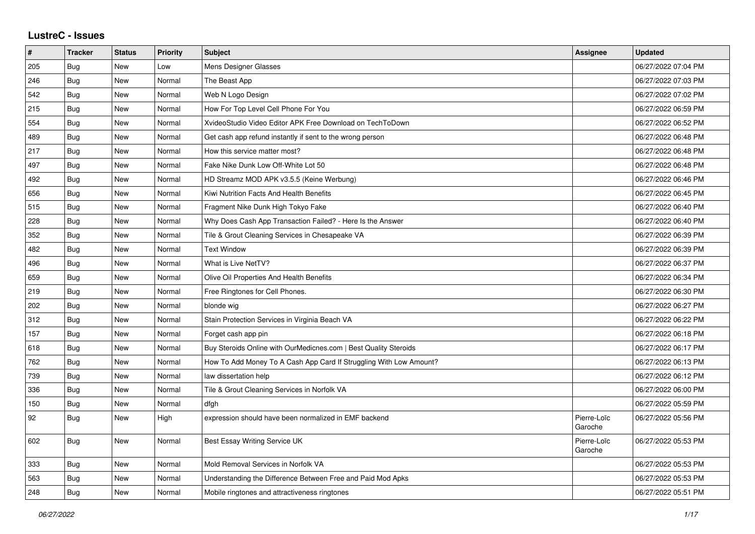## LustreC - Issues

| # | Tracker | Status | Priority | Subject | Assignee | Updated |
|---|---|---|---|---|---|---|
| 205 | Bug | New | Low | Mens Designer Glasses | | 06/27/2022 07:04 PM |
| 246 | Bug | New | Normal | The Beast App | | 06/27/2022 07:03 PM |
| 542 | Bug | New | Normal | Web N Logo Design | | 06/27/2022 07:02 PM |
| 215 | Bug | New | Normal | How For Top Level Cell Phone For You | | 06/27/2022 06:59 PM |
| 554 | Bug | New | Normal | XvideoStudio Video Editor APK Free Download on TechToDown | | 06/27/2022 06:52 PM |
| 489 | Bug | New | Normal | Get cash app refund instantly if sent to the wrong person | | 06/27/2022 06:48 PM |
| 217 | Bug | New | Normal | How this service matter most? | | 06/27/2022 06:48 PM |
| 497 | Bug | New | Normal | Fake Nike Dunk Low Off-White Lot 50 | | 06/27/2022 06:48 PM |
| 492 | Bug | New | Normal | HD Streamz MOD APK v3.5.5 (Keine Werbung) | | 06/27/2022 06:46 PM |
| 656 | Bug | New | Normal | Kiwi Nutrition Facts And Health Benefits | | 06/27/2022 06:45 PM |
| 515 | Bug | New | Normal | Fragment Nike Dunk High Tokyo Fake | | 06/27/2022 06:40 PM |
| 228 | Bug | New | Normal | Why Does Cash App Transaction Failed? - Here Is the Answer | | 06/27/2022 06:40 PM |
| 352 | Bug | New | Normal | Tile & Grout Cleaning Services in Chesapeake VA | | 06/27/2022 06:39 PM |
| 482 | Bug | New | Normal | Text Window | | 06/27/2022 06:39 PM |
| 496 | Bug | New | Normal | What is Live NetTV? | | 06/27/2022 06:37 PM |
| 659 | Bug | New | Normal | Olive Oil Properties And Health Benefits | | 06/27/2022 06:34 PM |
| 219 | Bug | New | Normal | Free Ringtones for Cell Phones. | | 06/27/2022 06:30 PM |
| 202 | Bug | New | Normal | blonde wig | | 06/27/2022 06:27 PM |
| 312 | Bug | New | Normal | Stain Protection Services in Virginia Beach VA | | 06/27/2022 06:22 PM |
| 157 | Bug | New | Normal | Forget cash app pin | | 06/27/2022 06:18 PM |
| 618 | Bug | New | Normal | Buy Steroids Online with OurMedicnes.com \| Best Quality Steroids | | 06/27/2022 06:17 PM |
| 762 | Bug | New | Normal | How To Add Money To A Cash App Card If Struggling With Low Amount? | | 06/27/2022 06:13 PM |
| 739 | Bug | New | Normal | law dissertation help | | 06/27/2022 06:12 PM |
| 336 | Bug | New | Normal | Tile & Grout Cleaning Services in Norfolk VA | | 06/27/2022 06:00 PM |
| 150 | Bug | New | Normal | dfgh | | 06/27/2022 05:59 PM |
| 92 | Bug | New | High | expression should have been normalized in EMF backend | Pierre-Loïc Garoche | 06/27/2022 05:56 PM |
| 602 | Bug | New | Normal | Best Essay Writing Service UK | Pierre-Loïc Garoche | 06/27/2022 05:53 PM |
| 333 | Bug | New | Normal | Mold Removal Services in Norfolk VA | | 06/27/2022 05:53 PM |
| 563 | Bug | New | Normal | Understanding the Difference Between Free and Paid Mod Apks | | 06/27/2022 05:53 PM |
| 248 | Bug | New | Normal | Mobile ringtones and attractiveness ringtones | | 06/27/2022 05:51 PM |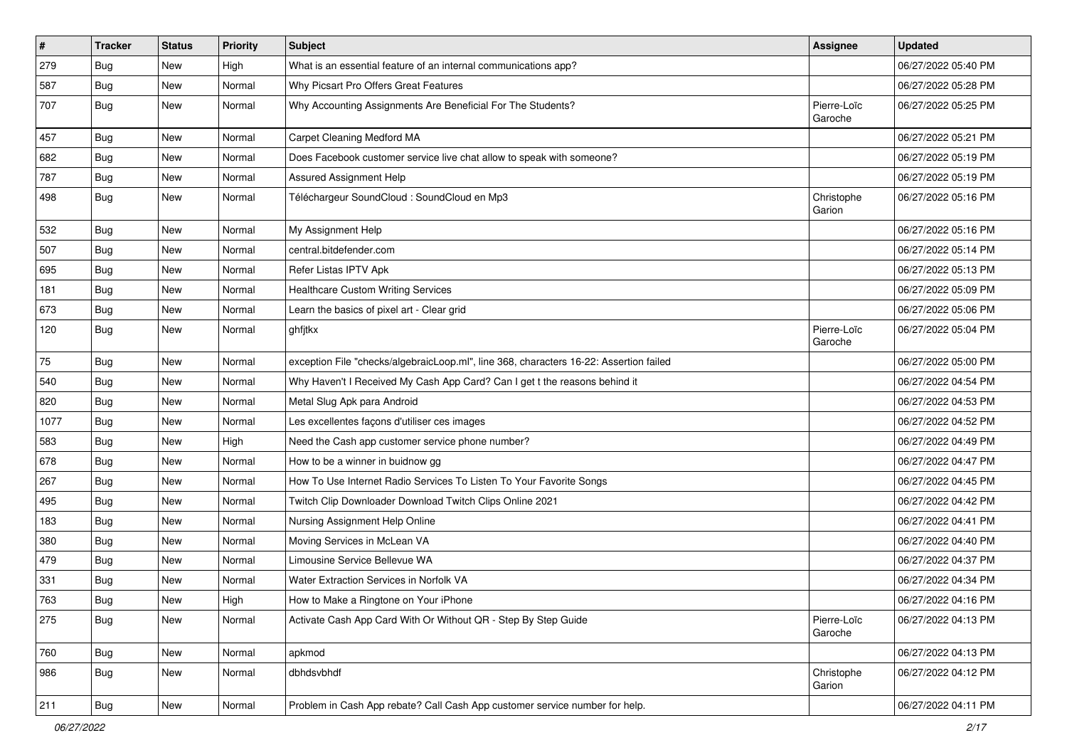| # | Tracker | Status | Priority | Subject | Assignee | Updated |
|---|---|---|---|---|---|---|
| 279 | Bug | New | High | What is an essential feature of an internal communications app? | | 06/27/2022 05:40 PM |
| 587 | Bug | New | Normal | Why Picsart Pro Offers Great Features | | 06/27/2022 05:28 PM |
| 707 | Bug | New | Normal | Why Accounting Assignments Are Beneficial For The Students? | Pierre-Loïc Garoche | 06/27/2022 05:25 PM |
| 457 | Bug | New | Normal | Carpet Cleaning Medford MA | | 06/27/2022 05:21 PM |
| 682 | Bug | New | Normal | Does Facebook customer service live chat allow to speak with someone? | | 06/27/2022 05:19 PM |
| 787 | Bug | New | Normal | Assured Assignment Help | | 06/27/2022 05:19 PM |
| 498 | Bug | New | Normal | Téléchargeur SoundCloud : SoundCloud en Mp3 | Christophe Garion | 06/27/2022 05:16 PM |
| 532 | Bug | New | Normal | My Assignment Help | | 06/27/2022 05:16 PM |
| 507 | Bug | New | Normal | central.bitdefender.com | | 06/27/2022 05:14 PM |
| 695 | Bug | New | Normal | Refer Listas IPTV Apk | | 06/27/2022 05:13 PM |
| 181 | Bug | New | Normal | Healthcare Custom Writing Services | | 06/27/2022 05:09 PM |
| 673 | Bug | New | Normal | Learn the basics of pixel art - Clear grid | | 06/27/2022 05:06 PM |
| 120 | Bug | New | Normal | ghfjtkx | Pierre-Loïc Garoche | 06/27/2022 05:04 PM |
| 75 | Bug | New | Normal | exception File "checks/algebraicLoop.ml", line 368, characters 16-22: Assertion failed | | 06/27/2022 05:00 PM |
| 540 | Bug | New | Normal | Why Haven't I Received My Cash App Card? Can I get t the reasons behind it | | 06/27/2022 04:54 PM |
| 820 | Bug | New | Normal | Metal Slug Apk para Android | | 06/27/2022 04:53 PM |
| 1077 | Bug | New | Normal | Les excellentes façons d'utiliser ces images | | 06/27/2022 04:52 PM |
| 583 | Bug | New | High | Need the Cash app customer service phone number? | | 06/27/2022 04:49 PM |
| 678 | Bug | New | Normal | How to be a winner in buidnow gg | | 06/27/2022 04:47 PM |
| 267 | Bug | New | Normal | How To Use Internet Radio Services To Listen To Your Favorite Songs | | 06/27/2022 04:45 PM |
| 495 | Bug | New | Normal | Twitch Clip Downloader Download Twitch Clips Online 2021 | | 06/27/2022 04:42 PM |
| 183 | Bug | New | Normal | Nursing Assignment Help Online | | 06/27/2022 04:41 PM |
| 380 | Bug | New | Normal | Moving Services in McLean VA | | 06/27/2022 04:40 PM |
| 479 | Bug | New | Normal | Limousine Service Bellevue WA | | 06/27/2022 04:37 PM |
| 331 | Bug | New | Normal | Water Extraction Services in Norfolk VA | | 06/27/2022 04:34 PM |
| 763 | Bug | New | High | How to Make a Ringtone on Your iPhone | | 06/27/2022 04:16 PM |
| 275 | Bug | New | Normal | Activate Cash App Card With Or Without QR - Step By Step Guide | Pierre-Loïc Garoche | 06/27/2022 04:13 PM |
| 760 | Bug | New | Normal | apkmod | | 06/27/2022 04:13 PM |
| 986 | Bug | New | Normal | dbhdsvbhdf | Christophe Garion | 06/27/2022 04:12 PM |
| 211 | Bug | New | Normal | Problem in Cash App rebate? Call Cash App customer service number for help. | | 06/27/2022 04:11 PM |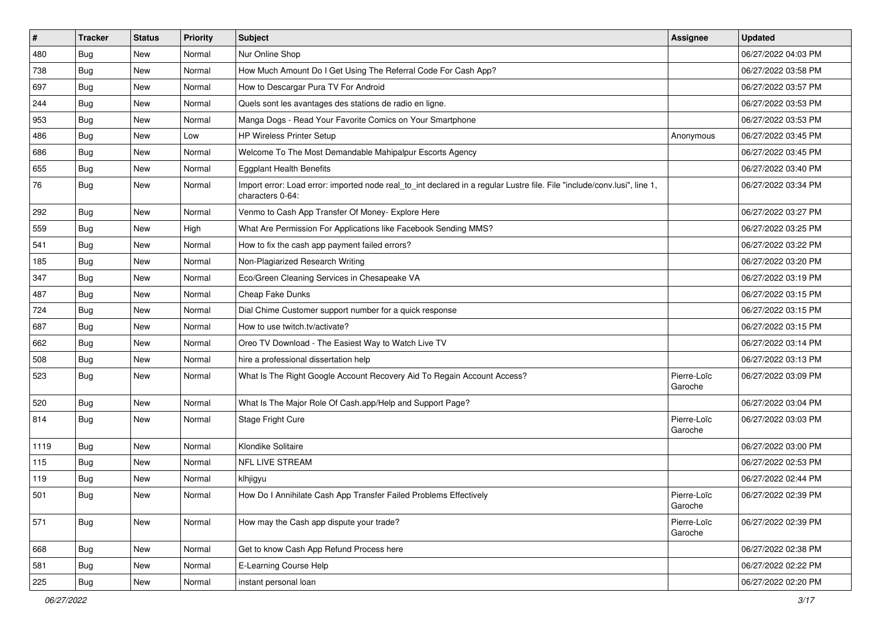| # | Tracker | Status | Priority | Subject | Assignee | Updated |
|---|---|---|---|---|---|---|
| 480 | Bug | New | Normal | Nur Online Shop | | 06/27/2022 04:03 PM |
| 738 | Bug | New | Normal | How Much Amount Do I Get Using The Referral Code For Cash App? | | 06/27/2022 03:58 PM |
| 697 | Bug | New | Normal | How to Descargar Pura TV For Android | | 06/27/2022 03:57 PM |
| 244 | Bug | New | Normal | Quels sont les avantages des stations de radio en ligne. | | 06/27/2022 03:53 PM |
| 953 | Bug | New | Normal | Manga Dogs - Read Your Favorite Comics on Your Smartphone | | 06/27/2022 03:53 PM |
| 486 | Bug | New | Low | HP Wireless Printer Setup | Anonymous | 06/27/2022 03:45 PM |
| 686 | Bug | New | Normal | Welcome To The Most Demandable Mahipalpur Escorts Agency | | 06/27/2022 03:45 PM |
| 655 | Bug | New | Normal | Eggplant Health Benefits | | 06/27/2022 03:40 PM |
| 76 | Bug | New | Normal | Import error: Load error: imported node real_to_int declared in a regular Lustre file. File "include/conv.lusi", line 1, characters 0-64: | | 06/27/2022 03:34 PM |
| 292 | Bug | New | Normal | Venmo to Cash App Transfer Of Money- Explore Here | | 06/27/2022 03:27 PM |
| 559 | Bug | New | High | What Are Permission For Applications like Facebook Sending MMS? | | 06/27/2022 03:25 PM |
| 541 | Bug | New | Normal | How to fix the cash app payment failed errors? | | 06/27/2022 03:22 PM |
| 185 | Bug | New | Normal | Non-Plagiarized Research Writing | | 06/27/2022 03:20 PM |
| 347 | Bug | New | Normal | Eco/Green Cleaning Services in Chesapeake VA | | 06/27/2022 03:19 PM |
| 487 | Bug | New | Normal | Cheap Fake Dunks | | 06/27/2022 03:15 PM |
| 724 | Bug | New | Normal | Dial Chime Customer support number for a quick response | | 06/27/2022 03:15 PM |
| 687 | Bug | New | Normal | How to use twitch.tv/activate? | | 06/27/2022 03:15 PM |
| 662 | Bug | New | Normal | Oreo TV Download - The Easiest Way to Watch Live TV | | 06/27/2022 03:14 PM |
| 508 | Bug | New | Normal | hire a professional dissertation help | | 06/27/2022 03:13 PM |
| 523 | Bug | New | Normal | What Is The Right Google Account Recovery Aid To Regain Account Access? | Pierre-Loïc Garoche | 06/27/2022 03:09 PM |
| 520 | Bug | New | Normal | What Is The Major Role Of Cash.app/Help and Support Page? | | 06/27/2022 03:04 PM |
| 814 | Bug | New | Normal | Stage Fright Cure | Pierre-Loïc Garoche | 06/27/2022 03:03 PM |
| 1119 | Bug | New | Normal | Klondike Solitaire | | 06/27/2022 03:00 PM |
| 115 | Bug | New | Normal | NFL LIVE STREAM | | 06/27/2022 02:53 PM |
| 119 | Bug | New | Normal | klhjigyu | | 06/27/2022 02:44 PM |
| 501 | Bug | New | Normal | How Do I Annihilate Cash App Transfer Failed Problems Effectively | Pierre-Loïc Garoche | 06/27/2022 02:39 PM |
| 571 | Bug | New | Normal | How may the Cash app dispute your trade? | Pierre-Loïc Garoche | 06/27/2022 02:39 PM |
| 668 | Bug | New | Normal | Get to know Cash App Refund Process here | | 06/27/2022 02:38 PM |
| 581 | Bug | New | Normal | E-Learning Course Help | | 06/27/2022 02:22 PM |
| 225 | Bug | New | Normal | instant personal loan | | 06/27/2022 02:20 PM |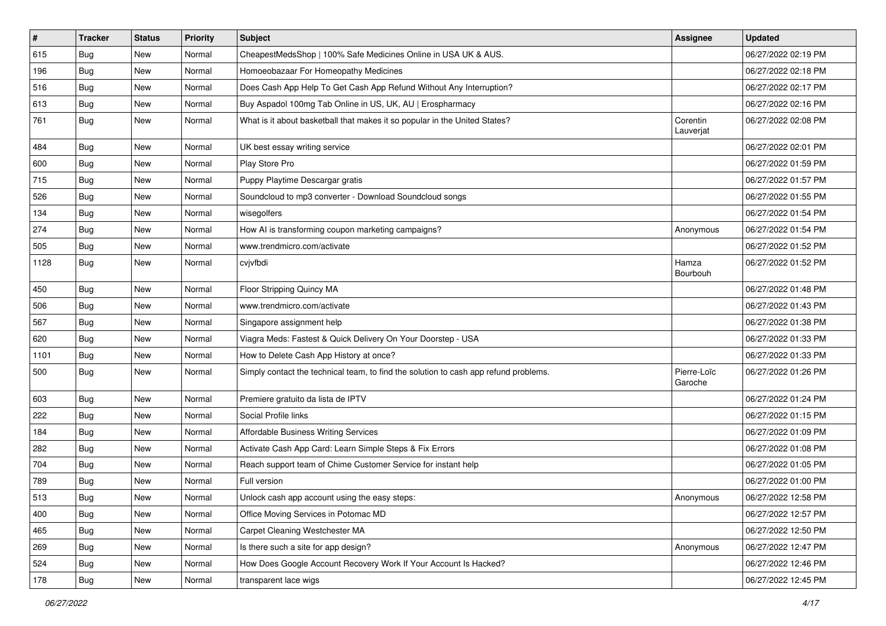| # | Tracker | Status | Priority | Subject | Assignee | Updated |
|---|---|---|---|---|---|---|
| 615 | Bug | New | Normal | CheapestMedsShop \| 100% Safe Medicines Online in USA UK & AUS. | | 06/27/2022 02:19 PM |
| 196 | Bug | New | Normal | Homoeobazaar For Homeopathy Medicines | | 06/27/2022 02:18 PM |
| 516 | Bug | New | Normal | Does Cash App Help To Get Cash App Refund Without Any Interruption? | | 06/27/2022 02:17 PM |
| 613 | Bug | New | Normal | Buy Aspadol 100mg Tab Online in US, UK, AU \| Erospharmacy | | 06/27/2022 02:16 PM |
| 761 | Bug | New | Normal | What is it about basketball that makes it so popular in the United States? | Corentin Lauverjat | 06/27/2022 02:08 PM |
| 484 | Bug | New | Normal | UK best essay writing service | | 06/27/2022 02:01 PM |
| 600 | Bug | New | Normal | Play Store Pro | | 06/27/2022 01:59 PM |
| 715 | Bug | New | Normal | Puppy Playtime Descargar gratis | | 06/27/2022 01:57 PM |
| 526 | Bug | New | Normal | Soundcloud to mp3 converter - Download Soundcloud songs | | 06/27/2022 01:55 PM |
| 134 | Bug | New | Normal | wisegolfers | | 06/27/2022 01:54 PM |
| 274 | Bug | New | Normal | How AI is transforming coupon marketing campaigns? | Anonymous | 06/27/2022 01:54 PM |
| 505 | Bug | New | Normal | www.trendmicro.com/activate | | 06/27/2022 01:52 PM |
| 1128 | Bug | New | Normal | cvjvfbdi | Hamza Bourbouh | 06/27/2022 01:52 PM |
| 450 | Bug | New | Normal | Floor Stripping Quincy MA | | 06/27/2022 01:48 PM |
| 506 | Bug | New | Normal | www.trendmicro.com/activate | | 06/27/2022 01:43 PM |
| 567 | Bug | New | Normal | Singapore assignment help | | 06/27/2022 01:38 PM |
| 620 | Bug | New | Normal | Viagra Meds: Fastest & Quick Delivery On Your Doorstep - USA | | 06/27/2022 01:33 PM |
| 1101 | Bug | New | Normal | How to Delete Cash App History at once? | | 06/27/2022 01:33 PM |
| 500 | Bug | New | Normal | Simply contact the technical team, to find the solution to cash app refund problems. | Pierre-Loïc Garoche | 06/27/2022 01:26 PM |
| 603 | Bug | New | Normal | Premiere gratuito da lista de IPTV | | 06/27/2022 01:24 PM |
| 222 | Bug | New | Normal | Social Profile links | | 06/27/2022 01:15 PM |
| 184 | Bug | New | Normal | Affordable Business Writing Services | | 06/27/2022 01:09 PM |
| 282 | Bug | New | Normal | Activate Cash App Card: Learn Simple Steps & Fix Errors | | 06/27/2022 01:08 PM |
| 704 | Bug | New | Normal | Reach support team of Chime Customer Service for instant help | | 06/27/2022 01:05 PM |
| 789 | Bug | New | Normal | Full version | | 06/27/2022 01:00 PM |
| 513 | Bug | New | Normal | Unlock cash app account using the easy steps: | Anonymous | 06/27/2022 12:58 PM |
| 400 | Bug | New | Normal | Office Moving Services in Potomac MD | | 06/27/2022 12:57 PM |
| 465 | Bug | New | Normal | Carpet Cleaning Westchester MA | | 06/27/2022 12:50 PM |
| 269 | Bug | New | Normal | Is there such a site for app design? | Anonymous | 06/27/2022 12:47 PM |
| 524 | Bug | New | Normal | How Does Google Account Recovery Work If Your Account Is Hacked? | | 06/27/2022 12:46 PM |
| 178 | Bug | New | Normal | transparent lace wigs | | 06/27/2022 12:45 PM |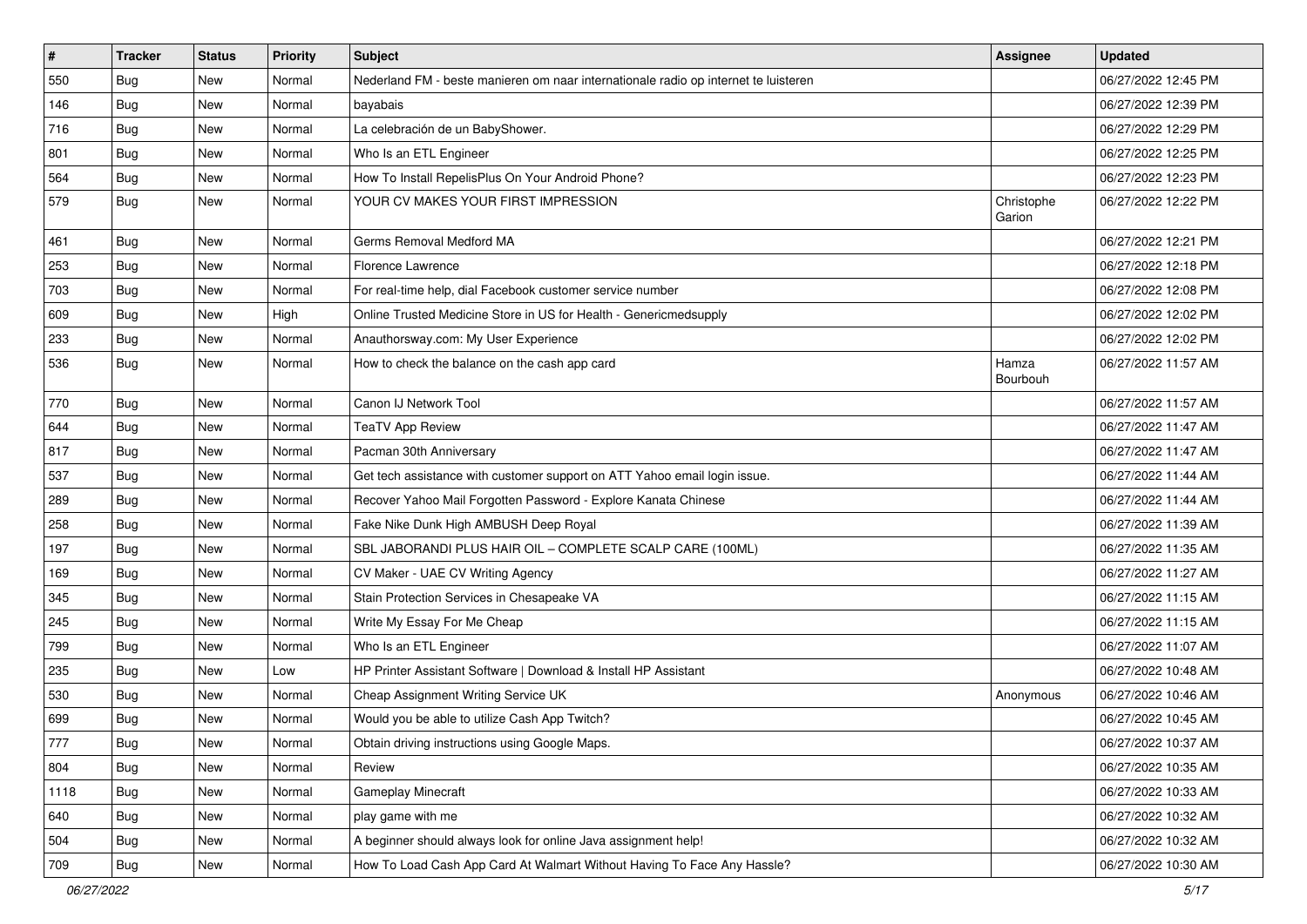| # | Tracker | Status | Priority | Subject | Assignee | Updated |
|---|---|---|---|---|---|---|
| 550 | Bug | New | Normal | Nederland FM - beste manieren om naar internationale radio op internet te luisteren | | 06/27/2022 12:45 PM |
| 146 | Bug | New | Normal | bayabais | | 06/27/2022 12:39 PM |
| 716 | Bug | New | Normal | La celebración de un BabyShower. | | 06/27/2022 12:29 PM |
| 801 | Bug | New | Normal | Who Is an ETL Engineer | | 06/27/2022 12:25 PM |
| 564 | Bug | New | Normal | How To Install RepelisPlus On Your Android Phone? | | 06/27/2022 12:23 PM |
| 579 | Bug | New | Normal | YOUR CV MAKES YOUR FIRST IMPRESSION | Christophe Garion | 06/27/2022 12:22 PM |
| 461 | Bug | New | Normal | Germs Removal Medford MA | | 06/27/2022 12:21 PM |
| 253 | Bug | New | Normal | Florence Lawrence | | 06/27/2022 12:18 PM |
| 703 | Bug | New | Normal | For real-time help, dial Facebook customer service number | | 06/27/2022 12:08 PM |
| 609 | Bug | New | High | Online Trusted Medicine Store in US for Health - Genericmedsupply | | 06/27/2022 12:02 PM |
| 233 | Bug | New | Normal | Anauthorsway.com: My User Experience | | 06/27/2022 12:02 PM |
| 536 | Bug | New | Normal | How to check the balance on the cash app card | Hamza Bourbouh | 06/27/2022 11:57 AM |
| 770 | Bug | New | Normal | Canon IJ Network Tool | | 06/27/2022 11:57 AM |
| 644 | Bug | New | Normal | TeaTV App Review | | 06/27/2022 11:47 AM |
| 817 | Bug | New | Normal | Pacman 30th Anniversary | | 06/27/2022 11:47 AM |
| 537 | Bug | New | Normal | Get tech assistance with customer support on ATT Yahoo email login issue. | | 06/27/2022 11:44 AM |
| 289 | Bug | New | Normal | Recover Yahoo Mail Forgotten Password - Explore Kanata Chinese | | 06/27/2022 11:44 AM |
| 258 | Bug | New | Normal | Fake Nike Dunk High AMBUSH Deep Royal | | 06/27/2022 11:39 AM |
| 197 | Bug | New | Normal | SBL JABORANDI PLUS HAIR OIL – COMPLETE SCALP CARE (100ML) | | 06/27/2022 11:35 AM |
| 169 | Bug | New | Normal | CV Maker - UAE CV Writing Agency | | 06/27/2022 11:27 AM |
| 345 | Bug | New | Normal | Stain Protection Services in Chesapeake VA | | 06/27/2022 11:15 AM |
| 245 | Bug | New | Normal | Write My Essay For Me Cheap | | 06/27/2022 11:15 AM |
| 799 | Bug | New | Normal | Who Is an ETL Engineer | | 06/27/2022 11:07 AM |
| 235 | Bug | New | Low | HP Printer Assistant Software \| Download & Install HP Assistant | | 06/27/2022 10:48 AM |
| 530 | Bug | New | Normal | Cheap Assignment Writing Service UK | Anonymous | 06/27/2022 10:46 AM |
| 699 | Bug | New | Normal | Would you be able to utilize Cash App Twitch? | | 06/27/2022 10:45 AM |
| 777 | Bug | New | Normal | Obtain driving instructions using Google Maps. | | 06/27/2022 10:37 AM |
| 804 | Bug | New | Normal | Review | | 06/27/2022 10:35 AM |
| 1118 | Bug | New | Normal | Gameplay Minecraft | | 06/27/2022 10:33 AM |
| 640 | Bug | New | Normal | play game with me | | 06/27/2022 10:32 AM |
| 504 | Bug | New | Normal | A beginner should always look for online Java assignment help! | | 06/27/2022 10:32 AM |
| 709 | Bug | New | Normal | How To Load Cash App Card At Walmart Without Having To Face Any Hassle? | | 06/27/2022 10:30 AM |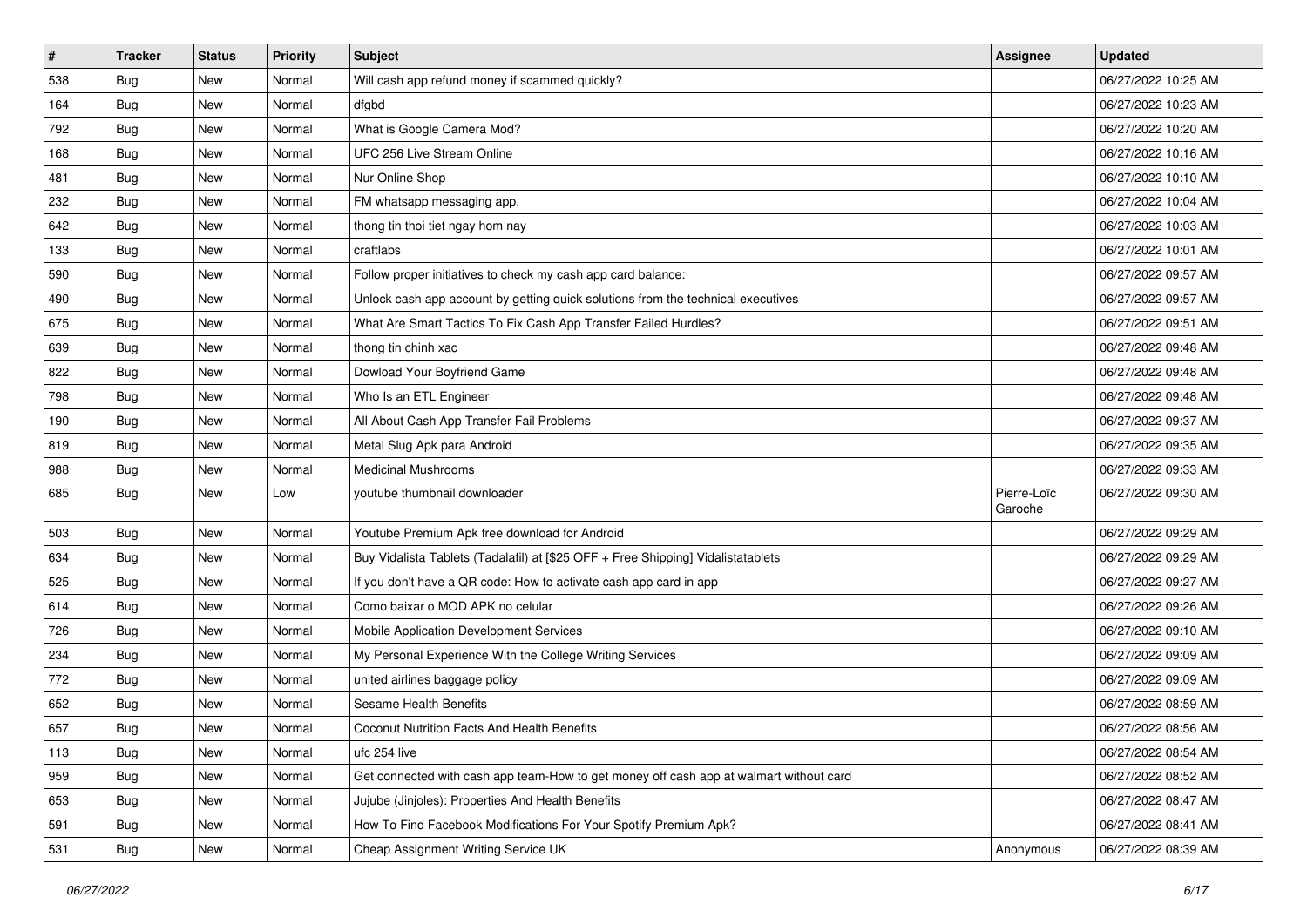| # | Tracker | Status | Priority | Subject | Assignee | Updated |
|---|---|---|---|---|---|---|
| 538 | Bug | New | Normal | Will cash app refund money if scammed quickly? | | 06/27/2022 10:25 AM |
| 164 | Bug | New | Normal | dfgbd | | 06/27/2022 10:23 AM |
| 792 | Bug | New | Normal | What is Google Camera Mod? | | 06/27/2022 10:20 AM |
| 168 | Bug | New | Normal | UFC 256 Live Stream Online | | 06/27/2022 10:16 AM |
| 481 | Bug | New | Normal | Nur Online Shop | | 06/27/2022 10:10 AM |
| 232 | Bug | New | Normal | FM whatsapp messaging app. | | 06/27/2022 10:04 AM |
| 642 | Bug | New | Normal | thong tin thoi tiet ngay hom nay | | 06/27/2022 10:03 AM |
| 133 | Bug | New | Normal | craftlabs | | 06/27/2022 10:01 AM |
| 590 | Bug | New | Normal | Follow proper initiatives to check my cash app card balance: | | 06/27/2022 09:57 AM |
| 490 | Bug | New | Normal | Unlock cash app account by getting quick solutions from the technical executives | | 06/27/2022 09:57 AM |
| 675 | Bug | New | Normal | What Are Smart Tactics To Fix Cash App Transfer Failed Hurdles? | | 06/27/2022 09:51 AM |
| 639 | Bug | New | Normal | thong tin chinh xac | | 06/27/2022 09:48 AM |
| 822 | Bug | New | Normal | Dowload Your Boyfriend Game | | 06/27/2022 09:48 AM |
| 798 | Bug | New | Normal | Who Is an ETL Engineer | | 06/27/2022 09:48 AM |
| 190 | Bug | New | Normal | All About Cash App Transfer Fail Problems | | 06/27/2022 09:37 AM |
| 819 | Bug | New | Normal | Metal Slug Apk para Android | | 06/27/2022 09:35 AM |
| 988 | Bug | New | Normal | Medicinal Mushrooms | | 06/27/2022 09:33 AM |
| 685 | Bug | New | Low | youtube thumbnail downloader | Pierre-Loïc Garoche | 06/27/2022 09:30 AM |
| 503 | Bug | New | Normal | Youtube Premium Apk free download for Android | | 06/27/2022 09:29 AM |
| 634 | Bug | New | Normal | Buy Vidalista Tablets (Tadalafil) at [$25 OFF + Free Shipping] Vidalistatablets | | 06/27/2022 09:29 AM |
| 525 | Bug | New | Normal | If you don't have a QR code: How to activate cash app card in app | | 06/27/2022 09:27 AM |
| 614 | Bug | New | Normal | Como baixar o MOD APK no celular | | 06/27/2022 09:26 AM |
| 726 | Bug | New | Normal | Mobile Application Development Services | | 06/27/2022 09:10 AM |
| 234 | Bug | New | Normal | My Personal Experience With the College Writing Services | | 06/27/2022 09:09 AM |
| 772 | Bug | New | Normal | united airlines baggage policy | | 06/27/2022 09:09 AM |
| 652 | Bug | New | Normal | Sesame Health Benefits | | 06/27/2022 08:59 AM |
| 657 | Bug | New | Normal | Coconut Nutrition Facts And Health Benefits | | 06/27/2022 08:56 AM |
| 113 | Bug | New | Normal | ufc 254 live | | 06/27/2022 08:54 AM |
| 959 | Bug | New | Normal | Get connected with cash app team-How to get money off cash app at walmart without card | | 06/27/2022 08:52 AM |
| 653 | Bug | New | Normal | Jujube (Jinjoles): Properties And Health Benefits | | 06/27/2022 08:47 AM |
| 591 | Bug | New | Normal | How To Find Facebook Modifications For Your Spotify Premium Apk? | | 06/27/2022 08:41 AM |
| 531 | Bug | New | Normal | Cheap Assignment Writing Service UK | Anonymous | 06/27/2022 08:39 AM |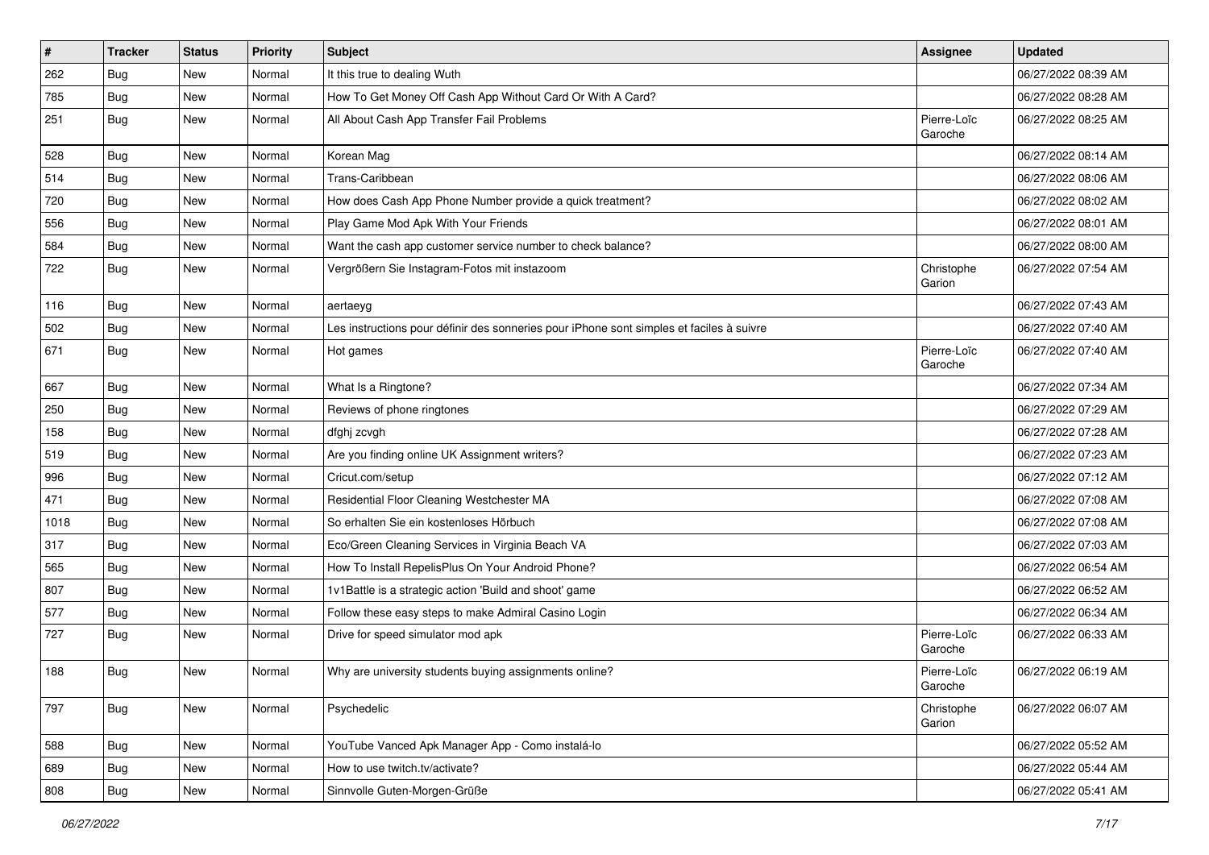| # | Tracker | Status | Priority | Subject | Assignee | Updated |
|---|---|---|---|---|---|---|
| 262 | Bug | New | Normal | It this true to dealing Wuth | | 06/27/2022 08:39 AM |
| 785 | Bug | New | Normal | How To Get Money Off Cash App Without Card Or With A Card? | | 06/27/2022 08:28 AM |
| 251 | Bug | New | Normal | All About Cash App Transfer Fail Problems | Pierre-Loïc Garoche | 06/27/2022 08:25 AM |
| 528 | Bug | New | Normal | Korean Mag | | 06/27/2022 08:14 AM |
| 514 | Bug | New | Normal | Trans-Caribbean | | 06/27/2022 08:06 AM |
| 720 | Bug | New | Normal | How does Cash App Phone Number provide a quick treatment? | | 06/27/2022 08:02 AM |
| 556 | Bug | New | Normal | Play Game Mod Apk With Your Friends | | 06/27/2022 08:01 AM |
| 584 | Bug | New | Normal | Want the cash app customer service number to check balance? | | 06/27/2022 08:00 AM |
| 722 | Bug | New | Normal | Vergrößern Sie Instagram-Fotos mit instazoom | Christophe Garion | 06/27/2022 07:54 AM |
| 116 | Bug | New | Normal | aertaeyg | | 06/27/2022 07:43 AM |
| 502 | Bug | New | Normal | Les instructions pour définir des sonneries pour iPhone sont simples et faciles à suivre | | 06/27/2022 07:40 AM |
| 671 | Bug | New | Normal | Hot games | Pierre-Loïc Garoche | 06/27/2022 07:40 AM |
| 667 | Bug | New | Normal | What Is a Ringtone? | | 06/27/2022 07:34 AM |
| 250 | Bug | New | Normal | Reviews of phone ringtones | | 06/27/2022 07:29 AM |
| 158 | Bug | New | Normal | dfghj zcvgh | | 06/27/2022 07:28 AM |
| 519 | Bug | New | Normal | Are you finding online UK Assignment writers? | | 06/27/2022 07:23 AM |
| 996 | Bug | New | Normal | Cricut.com/setup | | 06/27/2022 07:12 AM |
| 471 | Bug | New | Normal | Residential Floor Cleaning Westchester MA | | 06/27/2022 07:08 AM |
| 1018 | Bug | New | Normal | So erhalten Sie ein kostenloses Hörbuch | | 06/27/2022 07:08 AM |
| 317 | Bug | New | Normal | Eco/Green Cleaning Services in Virginia Beach VA | | 06/27/2022 07:03 AM |
| 565 | Bug | New | Normal | How To Install RepelisPlus On Your Android Phone? | | 06/27/2022 06:54 AM |
| 807 | Bug | New | Normal | 1v1Battle is a strategic action 'Build and shoot' game | | 06/27/2022 06:52 AM |
| 577 | Bug | New | Normal | Follow these easy steps to make Admiral Casino Login | | 06/27/2022 06:34 AM |
| 727 | Bug | New | Normal | Drive for speed simulator mod apk | Pierre-Loïc Garoche | 06/27/2022 06:33 AM |
| 188 | Bug | New | Normal | Why are university students buying assignments online? | Pierre-Loïc Garoche | 06/27/2022 06:19 AM |
| 797 | Bug | New | Normal | Psychedelic | Christophe Garion | 06/27/2022 06:07 AM |
| 588 | Bug | New | Normal | YouTube Vanced Apk Manager App - Como instalá-lo | | 06/27/2022 05:52 AM |
| 689 | Bug | New | Normal | How to use twitch.tv/activate? | | 06/27/2022 05:44 AM |
| 808 | Bug | New | Normal | Sinnvolle Guten-Morgen-Grüße | | 06/27/2022 05:41 AM |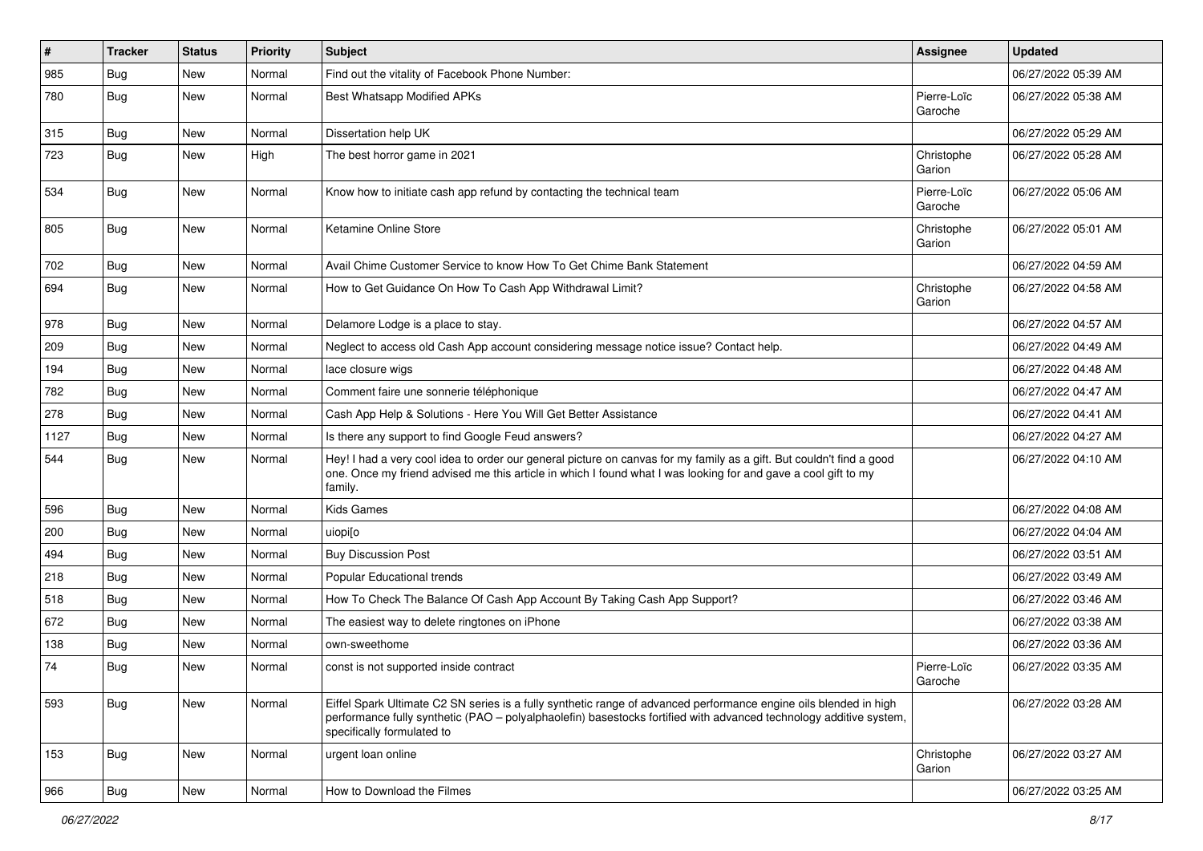| # | Tracker | Status | Priority | Subject | Assignee | Updated |
|---|---|---|---|---|---|---|
| 985 | Bug | New | Normal | Find out the vitality of Facebook Phone Number: | | 06/27/2022 05:39 AM |
| 780 | Bug | New | Normal | Best Whatsapp Modified APKs | Pierre-Loïc Garoche | 06/27/2022 05:38 AM |
| 315 | Bug | New | Normal | Dissertation help UK | | 06/27/2022 05:29 AM |
| 723 | Bug | New | High | The best horror game in 2021 | Christophe Garion | 06/27/2022 05:28 AM |
| 534 | Bug | New | Normal | Know how to initiate cash app refund by contacting the technical team | Pierre-Loïc Garoche | 06/27/2022 05:06 AM |
| 805 | Bug | New | Normal | Ketamine Online Store | Christophe Garion | 06/27/2022 05:01 AM |
| 702 | Bug | New | Normal | Avail Chime Customer Service to know How To Get Chime Bank Statement | | 06/27/2022 04:59 AM |
| 694 | Bug | New | Normal | How to Get Guidance On How To Cash App Withdrawal Limit? | Christophe Garion | 06/27/2022 04:58 AM |
| 978 | Bug | New | Normal | Delamore Lodge is a place to stay. | | 06/27/2022 04:57 AM |
| 209 | Bug | New | Normal | Neglect to access old Cash App account considering message notice issue? Contact help. | | 06/27/2022 04:49 AM |
| 194 | Bug | New | Normal | lace closure wigs | | 06/27/2022 04:48 AM |
| 782 | Bug | New | Normal | Comment faire une sonnerie téléphonique | | 06/27/2022 04:47 AM |
| 278 | Bug | New | Normal | Cash App Help & Solutions - Here You Will Get Better Assistance | | 06/27/2022 04:41 AM |
| 1127 | Bug | New | Normal | Is there any support to find Google Feud answers? | | 06/27/2022 04:27 AM |
| 544 | Bug | New | Normal | Hey! I had a very cool idea to order our general picture on canvas for my family as a gift. But couldn't find a good one. Once my friend advised me this article in which I found what I was looking for and gave a cool gift to my family. | | 06/27/2022 04:10 AM |
| 596 | Bug | New | Normal | Kids Games | | 06/27/2022 04:08 AM |
| 200 | Bug | New | Normal | uiopi[o | | 06/27/2022 04:04 AM |
| 494 | Bug | New | Normal | Buy Discussion Post | | 06/27/2022 03:51 AM |
| 218 | Bug | New | Normal | Popular Educational trends | | 06/27/2022 03:49 AM |
| 518 | Bug | New | Normal | How To Check The Balance Of Cash App Account By Taking Cash App Support? | | 06/27/2022 03:46 AM |
| 672 | Bug | New | Normal | The easiest way to delete ringtones on iPhone | | 06/27/2022 03:38 AM |
| 138 | Bug | New | Normal | own-sweethome | | 06/27/2022 03:36 AM |
| 74 | Bug | New | Normal | const is not supported inside contract | Pierre-Loïc Garoche | 06/27/2022 03:35 AM |
| 593 | Bug | New | Normal | Eiffel Spark Ultimate C2 SN series is a fully synthetic range of advanced performance engine oils blended in high performance fully synthetic (PAO – polyalphaolefin) basestocks fortified with advanced technology additive system, specifically formulated to | | 06/27/2022 03:28 AM |
| 153 | Bug | New | Normal | urgent loan online | Christophe Garion | 06/27/2022 03:27 AM |
| 966 | Bug | New | Normal | How to Download the Filmes | | 06/27/2022 03:25 AM |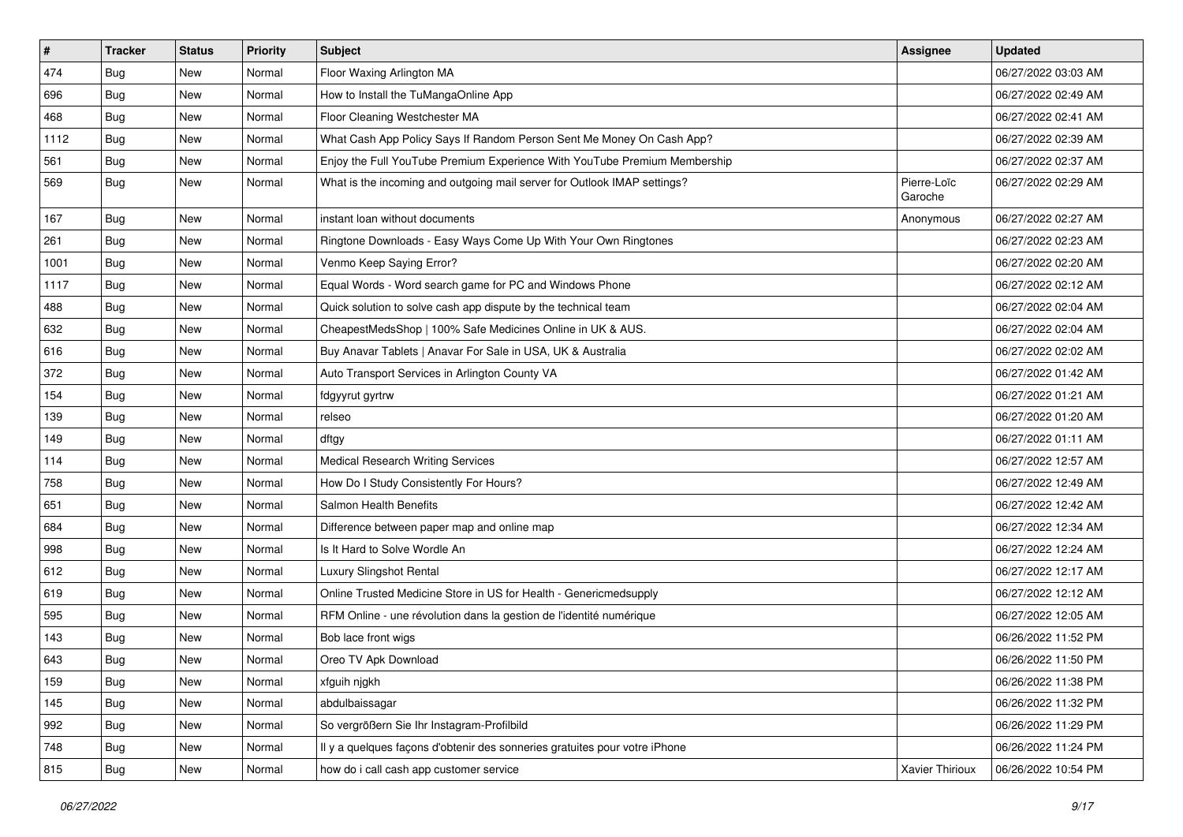| # | Tracker | Status | Priority | Subject | Assignee | Updated |
| --- | --- | --- | --- | --- | --- | --- |
| 474 | Bug | New | Normal | Floor Waxing Arlington MA | | 06/27/2022 03:03 AM |
| 696 | Bug | New | Normal | How to Install the TuMangaOnline App | | 06/27/2022 02:49 AM |
| 468 | Bug | New | Normal | Floor Cleaning Westchester MA | | 06/27/2022 02:41 AM |
| 1112 | Bug | New | Normal | What Cash App Policy Says If Random Person Sent Me Money On Cash App? | | 06/27/2022 02:39 AM |
| 561 | Bug | New | Normal | Enjoy the Full YouTube Premium Experience With YouTube Premium Membership | | 06/27/2022 02:37 AM |
| 569 | Bug | New | Normal | What is the incoming and outgoing mail server for Outlook IMAP settings? | Pierre-Loïc Garoche | 06/27/2022 02:29 AM |
| 167 | Bug | New | Normal | instant loan without documents | Anonymous | 06/27/2022 02:27 AM |
| 261 | Bug | New | Normal | Ringtone Downloads - Easy Ways Come Up With Your Own Ringtones | | 06/27/2022 02:23 AM |
| 1001 | Bug | New | Normal | Venmo Keep Saying Error? | | 06/27/2022 02:20 AM |
| 1117 | Bug | New | Normal | Equal Words - Word search game for PC and Windows Phone | | 06/27/2022 02:12 AM |
| 488 | Bug | New | Normal | Quick solution to solve cash app dispute by the technical team | | 06/27/2022 02:04 AM |
| 632 | Bug | New | Normal | CheapestMedsShop \| 100% Safe Medicines Online in UK & AUS. | | 06/27/2022 02:04 AM |
| 616 | Bug | New | Normal | Buy Anavar Tablets \| Anavar For Sale in USA, UK & Australia | | 06/27/2022 02:02 AM |
| 372 | Bug | New | Normal | Auto Transport Services in Arlington County VA | | 06/27/2022 01:42 AM |
| 154 | Bug | New | Normal | fdgyyrut gyrtrw | | 06/27/2022 01:21 AM |
| 139 | Bug | New | Normal | relseo | | 06/27/2022 01:20 AM |
| 149 | Bug | New | Normal | dftgy | | 06/27/2022 01:11 AM |
| 114 | Bug | New | Normal | Medical Research Writing Services | | 06/27/2022 12:57 AM |
| 758 | Bug | New | Normal | How Do I Study Consistently For Hours? | | 06/27/2022 12:49 AM |
| 651 | Bug | New | Normal | Salmon Health Benefits | | 06/27/2022 12:42 AM |
| 684 | Bug | New | Normal | Difference between paper map and online map | | 06/27/2022 12:34 AM |
| 998 | Bug | New | Normal | Is It Hard to Solve Wordle An | | 06/27/2022 12:24 AM |
| 612 | Bug | New | Normal | Luxury Slingshot Rental | | 06/27/2022 12:17 AM |
| 619 | Bug | New | Normal | Online Trusted Medicine Store in US for Health - Genericmedsupply | | 06/27/2022 12:12 AM |
| 595 | Bug | New | Normal | RFM Online - une révolution dans la gestion de l'identité numérique | | 06/27/2022 12:05 AM |
| 143 | Bug | New | Normal | Bob lace front wigs | | 06/26/2022 11:52 PM |
| 643 | Bug | New | Normal | Oreo TV Apk Download | | 06/26/2022 11:50 PM |
| 159 | Bug | New | Normal | xfguih njgkh | | 06/26/2022 11:38 PM |
| 145 | Bug | New | Normal | abdulbaissagar | | 06/26/2022 11:32 PM |
| 992 | Bug | New | Normal | So vergrößern Sie Ihr Instagram-Profilbild | | 06/26/2022 11:29 PM |
| 748 | Bug | New | Normal | Il y a quelques façons d'obtenir des sonneries gratuites pour votre iPhone | | 06/26/2022 11:24 PM |
| 815 | Bug | New | Normal | how do i call cash app customer service | Xavier Thirioux | 06/26/2022 10:54 PM |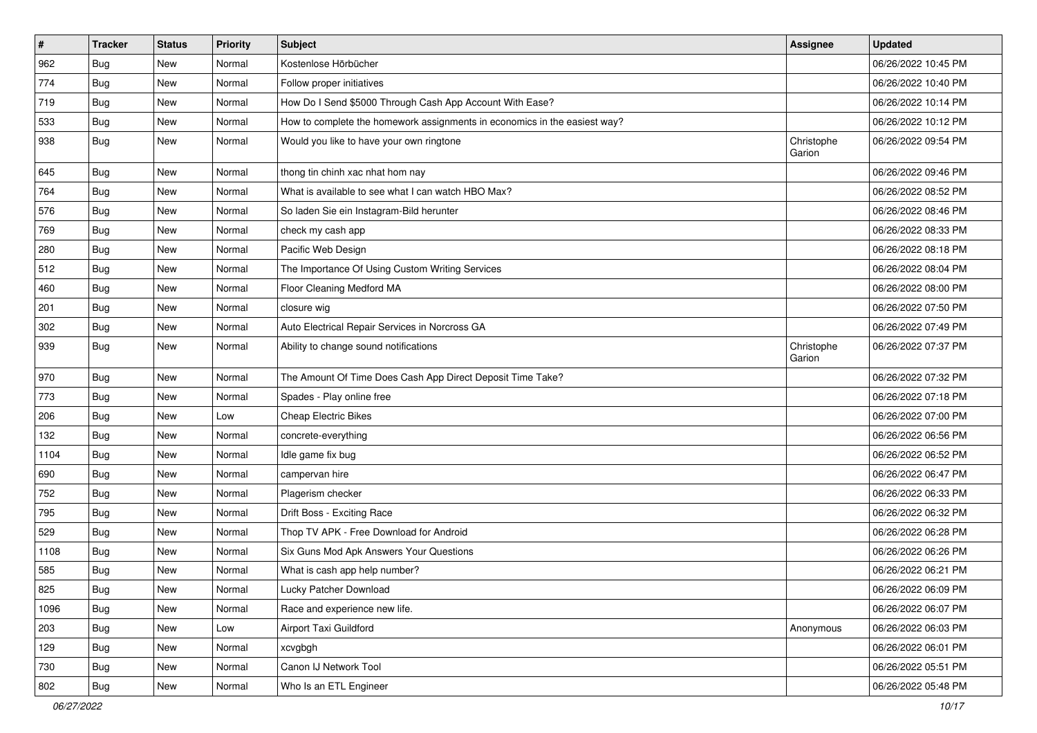| # | Tracker | Status | Priority | Subject | Assignee | Updated |
|---|---|---|---|---|---|---|
| 962 | Bug | New | Normal | Kostenlose Hörbücher | | 06/26/2022 10:45 PM |
| 774 | Bug | New | Normal | Follow proper initiatives | | 06/26/2022 10:40 PM |
| 719 | Bug | New | Normal | How Do I Send $5000 Through Cash App Account With Ease? | | 06/26/2022 10:14 PM |
| 533 | Bug | New | Normal | How to complete the homework assignments in economics in the easiest way? | | 06/26/2022 10:12 PM |
| 938 | Bug | New | Normal | Would you like to have your own ringtone | Christophe Garion | 06/26/2022 09:54 PM |
| 645 | Bug | New | Normal | thong tin chinh xac nhat hom nay | | 06/26/2022 09:46 PM |
| 764 | Bug | New | Normal | What is available to see what I can watch HBO Max? | | 06/26/2022 08:52 PM |
| 576 | Bug | New | Normal | So laden Sie ein Instagram-Bild herunter | | 06/26/2022 08:46 PM |
| 769 | Bug | New | Normal | check my cash app | | 06/26/2022 08:33 PM |
| 280 | Bug | New | Normal | Pacific Web Design | | 06/26/2022 08:18 PM |
| 512 | Bug | New | Normal | The Importance Of Using Custom Writing Services | | 06/26/2022 08:04 PM |
| 460 | Bug | New | Normal | Floor Cleaning Medford MA | | 06/26/2022 08:00 PM |
| 201 | Bug | New | Normal | closure wig | | 06/26/2022 07:50 PM |
| 302 | Bug | New | Normal | Auto Electrical Repair Services in Norcross GA | | 06/26/2022 07:49 PM |
| 939 | Bug | New | Normal | Ability to change sound notifications | Christophe Garion | 06/26/2022 07:37 PM |
| 970 | Bug | New | Normal | The Amount Of Time Does Cash App Direct Deposit Time Take? | | 06/26/2022 07:32 PM |
| 773 | Bug | New | Normal | Spades - Play online free | | 06/26/2022 07:18 PM |
| 206 | Bug | New | Low | Cheap Electric Bikes | | 06/26/2022 07:00 PM |
| 132 | Bug | New | Normal | concrete-everything | | 06/26/2022 06:56 PM |
| 1104 | Bug | New | Normal | Idle game fix bug | | 06/26/2022 06:52 PM |
| 690 | Bug | New | Normal | campervan hire | | 06/26/2022 06:47 PM |
| 752 | Bug | New | Normal | Plagerism checker | | 06/26/2022 06:33 PM |
| 795 | Bug | New | Normal | Drift Boss - Exciting Race | | 06/26/2022 06:32 PM |
| 529 | Bug | New | Normal | Thop TV APK - Free Download for Android | | 06/26/2022 06:28 PM |
| 1108 | Bug | New | Normal | Six Guns Mod Apk Answers Your Questions | | 06/26/2022 06:26 PM |
| 585 | Bug | New | Normal | What is cash app help number? | | 06/26/2022 06:21 PM |
| 825 | Bug | New | Normal | Lucky Patcher Download | | 06/26/2022 06:09 PM |
| 1096 | Bug | New | Normal | Race and experience new life. | | 06/26/2022 06:07 PM |
| 203 | Bug | New | Low | Airport Taxi Guildford | Anonymous | 06/26/2022 06:03 PM |
| 129 | Bug | New | Normal | xcvgbgh | | 06/26/2022 06:01 PM |
| 730 | Bug | New | Normal | Canon IJ Network Tool | | 06/26/2022 05:51 PM |
| 802 | Bug | New | Normal | Who Is an ETL Engineer | | 06/26/2022 05:48 PM |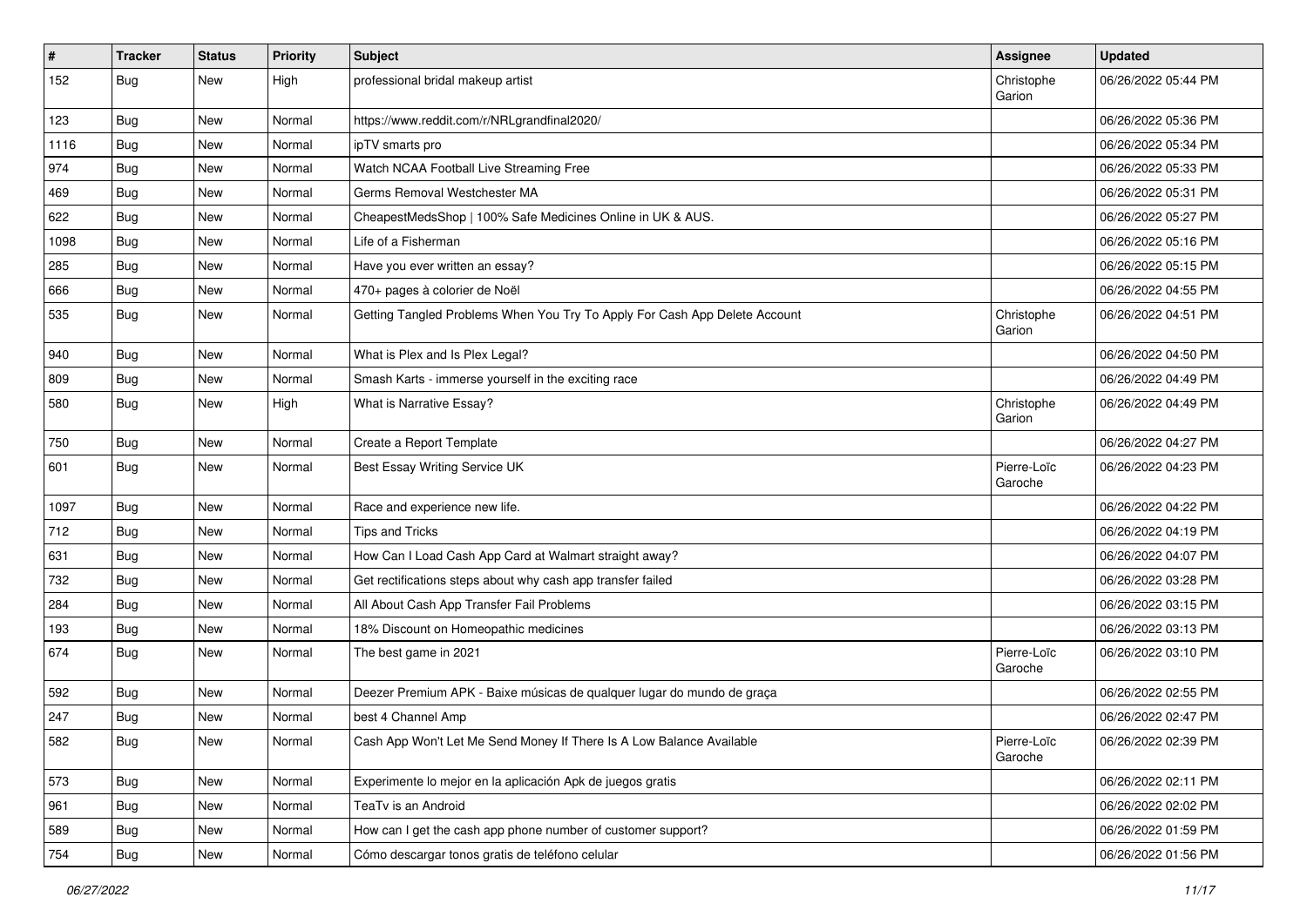| # | Tracker | Status | Priority | Subject | Assignee | Updated |
|---|---|---|---|---|---|---|
| 152 | Bug | New | High | professional bridal makeup artist | Christophe Garion | 06/26/2022 05:44 PM |
| 123 | Bug | New | Normal | https://www.reddit.com/r/NRLgrandfinal2020/ | | 06/26/2022 05:36 PM |
| 1116 | Bug | New | Normal | ipTV smarts pro | | 06/26/2022 05:34 PM |
| 974 | Bug | New | Normal | Watch NCAA Football Live Streaming Free | | 06/26/2022 05:33 PM |
| 469 | Bug | New | Normal | Germs Removal Westchester MA | | 06/26/2022 05:31 PM |
| 622 | Bug | New | Normal | CheapestMedsShop \| 100% Safe Medicines Online in UK & AUS. | | 06/26/2022 05:27 PM |
| 1098 | Bug | New | Normal | Life of a Fisherman | | 06/26/2022 05:16 PM |
| 285 | Bug | New | Normal | Have you ever written an essay? | | 06/26/2022 05:15 PM |
| 666 | Bug | New | Normal | 470+ pages à colorier de Noël | | 06/26/2022 04:55 PM |
| 535 | Bug | New | Normal | Getting Tangled Problems When You Try To Apply For Cash App Delete Account | Christophe Garion | 06/26/2022 04:51 PM |
| 940 | Bug | New | Normal | What is Plex and Is Plex Legal? | | 06/26/2022 04:50 PM |
| 809 | Bug | New | Normal | Smash Karts - immerse yourself in the exciting race | | 06/26/2022 04:49 PM |
| 580 | Bug | New | High | What is Narrative Essay? | Christophe Garion | 06/26/2022 04:49 PM |
| 750 | Bug | New | Normal | Create a Report Template | | 06/26/2022 04:27 PM |
| 601 | Bug | New | Normal | Best Essay Writing Service UK | Pierre-Loïc Garoche | 06/26/2022 04:23 PM |
| 1097 | Bug | New | Normal | Race and experience new life. | | 06/26/2022 04:22 PM |
| 712 | Bug | New | Normal | Tips and Tricks | | 06/26/2022 04:19 PM |
| 631 | Bug | New | Normal | How Can I Load Cash App Card at Walmart straight away? | | 06/26/2022 04:07 PM |
| 732 | Bug | New | Normal | Get rectifications steps about why cash app transfer failed | | 06/26/2022 03:28 PM |
| 284 | Bug | New | Normal | All About Cash App Transfer Fail Problems | | 06/26/2022 03:15 PM |
| 193 | Bug | New | Normal | 18% Discount on Homeopathic medicines | | 06/26/2022 03:13 PM |
| 674 | Bug | New | Normal | The best game in 2021 | Pierre-Loïc Garoche | 06/26/2022 03:10 PM |
| 592 | Bug | New | Normal | Deezer Premium APK - Baixe músicas de qualquer lugar do mundo de graça | | 06/26/2022 02:55 PM |
| 247 | Bug | New | Normal | best 4 Channel Amp | | 06/26/2022 02:47 PM |
| 582 | Bug | New | Normal | Cash App Won't Let Me Send Money If There Is A Low Balance Available | Pierre-Loïc Garoche | 06/26/2022 02:39 PM |
| 573 | Bug | New | Normal | Experimente lo mejor en la aplicación Apk de juegos gratis | | 06/26/2022 02:11 PM |
| 961 | Bug | New | Normal | TeaTv is an Android | | 06/26/2022 02:02 PM |
| 589 | Bug | New | Normal | How can I get the cash app phone number of customer support? | | 06/26/2022 01:59 PM |
| 754 | Bug | New | Normal | Cómo descargar tonos gratis de teléfono celular | | 06/26/2022 01:56 PM |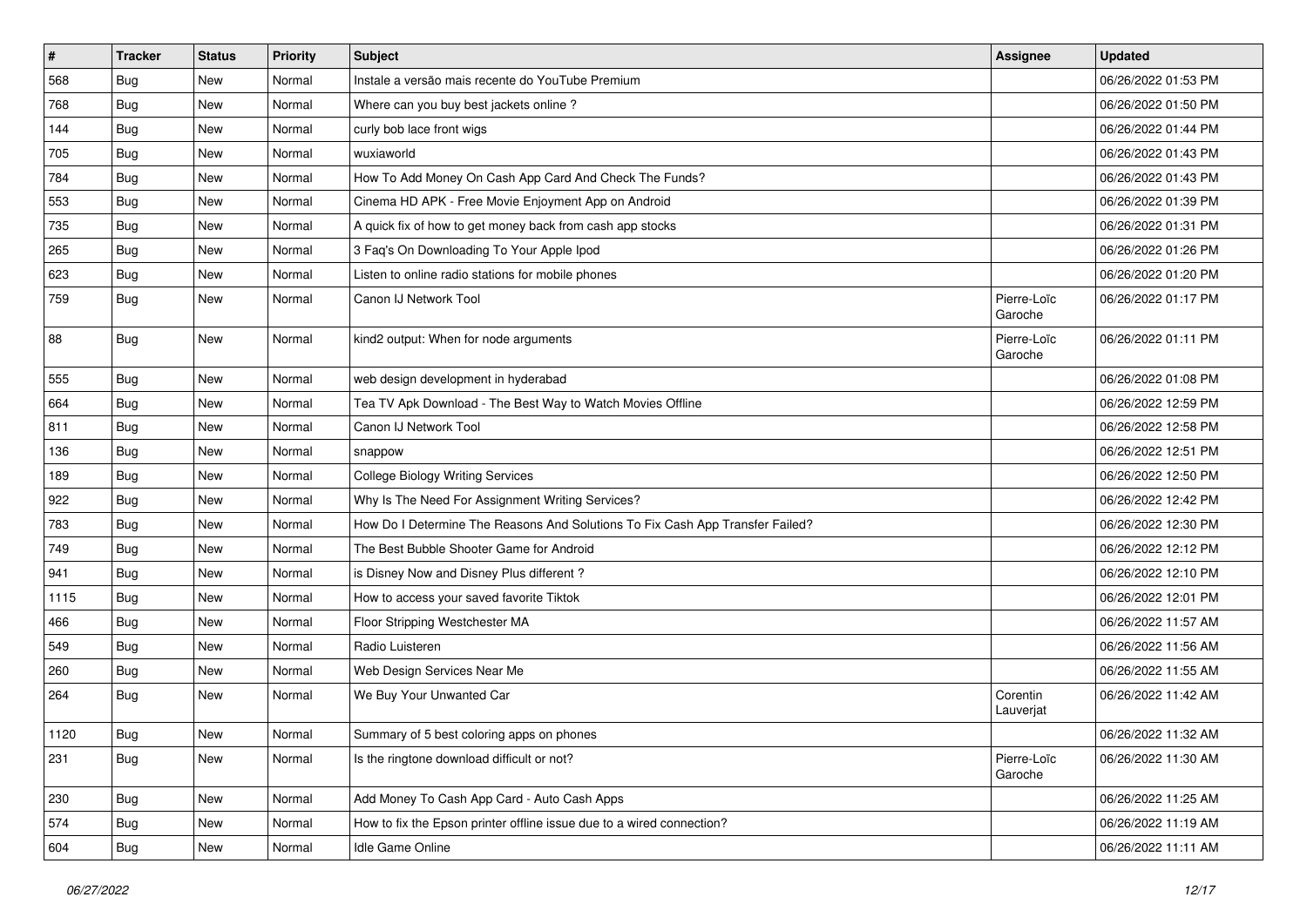| # | Tracker | Status | Priority | Subject | Assignee | Updated |
| --- | --- | --- | --- | --- | --- | --- |
| 568 | Bug | New | Normal | Instale a versão mais recente do YouTube Premium | | 06/26/2022 01:53 PM |
| 768 | Bug | New | Normal | Where can you buy best jackets online ? | | 06/26/2022 01:50 PM |
| 144 | Bug | New | Normal | curly bob lace front wigs | | 06/26/2022 01:44 PM |
| 705 | Bug | New | Normal | wuxiaworld | | 06/26/2022 01:43 PM |
| 784 | Bug | New | Normal | How To Add Money On Cash App Card And Check The Funds? | | 06/26/2022 01:43 PM |
| 553 | Bug | New | Normal | Cinema HD APK - Free Movie Enjoyment App on Android | | 06/26/2022 01:39 PM |
| 735 | Bug | New | Normal | A quick fix of how to get money back from cash app stocks | | 06/26/2022 01:31 PM |
| 265 | Bug | New | Normal | 3 Faq's On Downloading To Your Apple Ipod | | 06/26/2022 01:26 PM |
| 623 | Bug | New | Normal | Listen to online radio stations for mobile phones | | 06/26/2022 01:20 PM |
| 759 | Bug | New | Normal | Canon IJ Network Tool | Pierre-Loïc Garoche | 06/26/2022 01:17 PM |
| 88 | Bug | New | Normal | kind2 output: When for node arguments | Pierre-Loïc Garoche | 06/26/2022 01:11 PM |
| 555 | Bug | New | Normal | web design development in hyderabad | | 06/26/2022 01:08 PM |
| 664 | Bug | New | Normal | Tea TV Apk Download - The Best Way to Watch Movies Offline | | 06/26/2022 12:59 PM |
| 811 | Bug | New | Normal | Canon IJ Network Tool | | 06/26/2022 12:58 PM |
| 136 | Bug | New | Normal | snappow | | 06/26/2022 12:51 PM |
| 189 | Bug | New | Normal | College Biology Writing Services | | 06/26/2022 12:50 PM |
| 922 | Bug | New | Normal | Why Is The Need For Assignment Writing Services? | | 06/26/2022 12:42 PM |
| 783 | Bug | New | Normal | How Do I Determine The Reasons And Solutions To Fix Cash App Transfer Failed? | | 06/26/2022 12:30 PM |
| 749 | Bug | New | Normal | The Best Bubble Shooter Game for Android | | 06/26/2022 12:12 PM |
| 941 | Bug | New | Normal | is Disney Now and Disney Plus different ? | | 06/26/2022 12:10 PM |
| 1115 | Bug | New | Normal | How to access your saved favorite Tiktok | | 06/26/2022 12:01 PM |
| 466 | Bug | New | Normal | Floor Stripping Westchester MA | | 06/26/2022 11:57 AM |
| 549 | Bug | New | Normal | Radio Luisteren | | 06/26/2022 11:56 AM |
| 260 | Bug | New | Normal | Web Design Services Near Me | | 06/26/2022 11:55 AM |
| 264 | Bug | New | Normal | We Buy Your Unwanted Car | Corentin Lauverjat | 06/26/2022 11:42 AM |
| 1120 | Bug | New | Normal | Summary of 5 best coloring apps on phones | | 06/26/2022 11:32 AM |
| 231 | Bug | New | Normal | Is the ringtone download difficult or not? | Pierre-Loïc Garoche | 06/26/2022 11:30 AM |
| 230 | Bug | New | Normal | Add Money To Cash App Card - Auto Cash Apps | | 06/26/2022 11:25 AM |
| 574 | Bug | New | Normal | How to fix the Epson printer offline issue due to a wired connection? | | 06/26/2022 11:19 AM |
| 604 | Bug | New | Normal | Idle Game Online | | 06/26/2022 11:11 AM |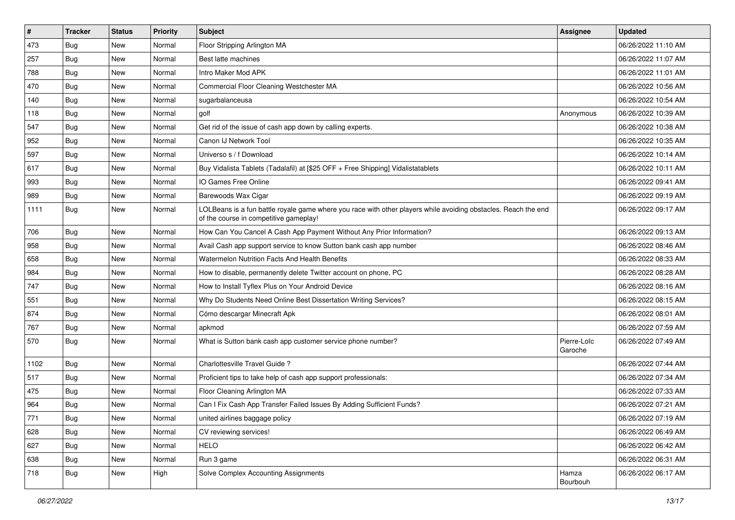| # | Tracker | Status | Priority | Subject | Assignee | Updated |
|---|---|---|---|---|---|---|
| 473 | Bug | New | Normal | Floor Stripping Arlington MA | | 06/26/2022 11:10 AM |
| 257 | Bug | New | Normal | Best latte machines | | 06/26/2022 11:07 AM |
| 788 | Bug | New | Normal | Intro Maker Mod APK | | 06/26/2022 11:01 AM |
| 470 | Bug | New | Normal | Commercial Floor Cleaning Westchester MA | | 06/26/2022 10:56 AM |
| 140 | Bug | New | Normal | sugarbalanceusa | | 06/26/2022 10:54 AM |
| 118 | Bug | New | Normal | golf | Anonymous | 06/26/2022 10:39 AM |
| 547 | Bug | New | Normal | Get rid of the issue of cash app down by calling experts. | | 06/26/2022 10:38 AM |
| 952 | Bug | New | Normal | Canon IJ Network Tool | | 06/26/2022 10:35 AM |
| 597 | Bug | New | Normal | Universo s / f Download | | 06/26/2022 10:14 AM |
| 617 | Bug | New | Normal | Buy Vidalista Tablets (Tadalafil) at [$25 OFF + Free Shipping] Vidalistatablets | | 06/26/2022 10:11 AM |
| 993 | Bug | New | Normal | IO Games Free Online | | 06/26/2022 09:41 AM |
| 989 | Bug | New | Normal | Barewoods Wax Cigar | | 06/26/2022 09:19 AM |
| 1111 | Bug | New | Normal | LOLBeans is a fun battle royale game where you race with other players while avoiding obstacles. Reach the end of the course in competitive gameplay! | | 06/26/2022 09:17 AM |
| 706 | Bug | New | Normal | How Can You Cancel A Cash App Payment Without Any Prior Information? | | 06/26/2022 09:13 AM |
| 958 | Bug | New | Normal | Avail Cash app support service to know Sutton bank cash app number | | 06/26/2022 08:46 AM |
| 658 | Bug | New | Normal | Watermelon Nutrition Facts And Health Benefits | | 06/26/2022 08:33 AM |
| 984 | Bug | New | Normal | How to disable, permanently delete Twitter account on phone, PC | | 06/26/2022 08:28 AM |
| 747 | Bug | New | Normal | How to Install Tyflex Plus on Your Android Device | | 06/26/2022 08:16 AM |
| 551 | Bug | New | Normal | Why Do Students Need Online Best Dissertation Writing Services? | | 06/26/2022 08:15 AM |
| 874 | Bug | New | Normal | Cómo descargar Minecraft Apk | | 06/26/2022 08:01 AM |
| 767 | Bug | New | Normal | apkmod | | 06/26/2022 07:59 AM |
| 570 | Bug | New | Normal | What is Sutton bank cash app customer service phone number? | Pierre-Loïc Garoche | 06/26/2022 07:49 AM |
| 1102 | Bug | New | Normal | Charlottesville Travel Guide ? | | 06/26/2022 07:44 AM |
| 517 | Bug | New | Normal | Proficient tips to take help of cash app support professionals: | | 06/26/2022 07:34 AM |
| 475 | Bug | New | Normal | Floor Cleaning Arlington MA | | 06/26/2022 07:33 AM |
| 964 | Bug | New | Normal | Can I Fix Cash App Transfer Failed Issues By Adding Sufficient Funds? | | 06/26/2022 07:21 AM |
| 771 | Bug | New | Normal | united airlines baggage policy | | 06/26/2022 07:19 AM |
| 628 | Bug | New | Normal | CV reviewing services! | | 06/26/2022 06:49 AM |
| 627 | Bug | New | Normal | HELO | | 06/26/2022 06:42 AM |
| 638 | Bug | New | Normal | Run 3 game | | 06/26/2022 06:31 AM |
| 718 | Bug | New | High | Solve Complex Accounting Assignments | Hamza Bourbouh | 06/26/2022 06:17 AM |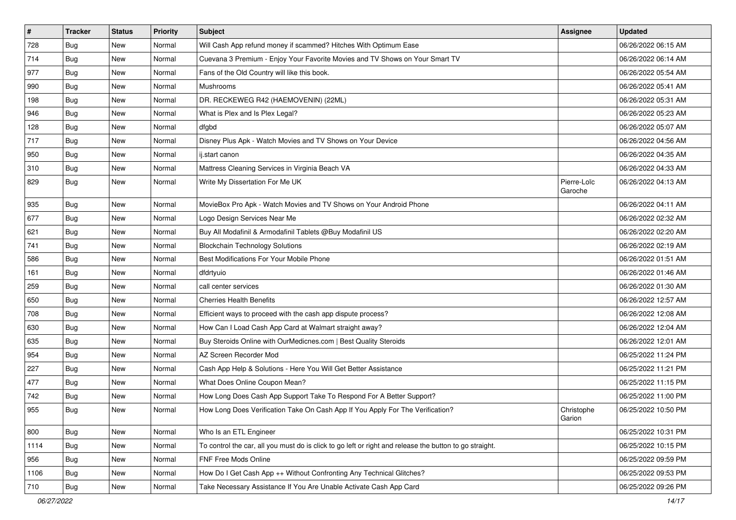| # | Tracker | Status | Priority | Subject | Assignee | Updated |
|---|---|---|---|---|---|---|
| 728 | Bug | New | Normal | Will Cash App refund money if scammed? Hitches With Optimum Ease | | 06/26/2022 06:15 AM |
| 714 | Bug | New | Normal | Cuevana 3 Premium - Enjoy Your Favorite Movies and TV Shows on Your Smart TV | | 06/26/2022 06:14 AM |
| 977 | Bug | New | Normal | Fans of the Old Country will like this book. | | 06/26/2022 05:54 AM |
| 990 | Bug | New | Normal | Mushrooms | | 06/26/2022 05:41 AM |
| 198 | Bug | New | Normal | DR. RECKEWEG R42 (HAEMOVENIN) (22ML) | | 06/26/2022 05:31 AM |
| 946 | Bug | New | Normal | What is Plex and Is Plex Legal? | | 06/26/2022 05:23 AM |
| 128 | Bug | New | Normal | dfgbd | | 06/26/2022 05:07 AM |
| 717 | Bug | New | Normal | Disney Plus Apk - Watch Movies and TV Shows on Your Device | | 06/26/2022 04:56 AM |
| 950 | Bug | New | Normal | ij.start canon | | 06/26/2022 04:35 AM |
| 310 | Bug | New | Normal | Mattress Cleaning Services in Virginia Beach VA | | 06/26/2022 04:33 AM |
| 829 | Bug | New | Normal | Write My Dissertation For Me UK | Pierre-Loïc Garoche | 06/26/2022 04:13 AM |
| 935 | Bug | New | Normal | MovieBox Pro Apk - Watch Movies and TV Shows on Your Android Phone | | 06/26/2022 04:11 AM |
| 677 | Bug | New | Normal | Logo Design Services Near Me | | 06/26/2022 02:32 AM |
| 621 | Bug | New | Normal | Buy All Modafinil & Armodafinil Tablets @Buy Modafinil US | | 06/26/2022 02:20 AM |
| 741 | Bug | New | Normal | Blockchain Technology Solutions | | 06/26/2022 02:19 AM |
| 586 | Bug | New | Normal | Best Modifications For Your Mobile Phone | | 06/26/2022 01:51 AM |
| 161 | Bug | New | Normal | dfdrtyuio | | 06/26/2022 01:46 AM |
| 259 | Bug | New | Normal | call center services | | 06/26/2022 01:30 AM |
| 650 | Bug | New | Normal | Cherries Health Benefits | | 06/26/2022 12:57 AM |
| 708 | Bug | New | Normal | Efficient ways to proceed with the cash app dispute process? | | 06/26/2022 12:08 AM |
| 630 | Bug | New | Normal | How Can I Load Cash App Card at Walmart straight away? | | 06/26/2022 12:04 AM |
| 635 | Bug | New | Normal | Buy Steroids Online with OurMedicnes.com \| Best Quality Steroids | | 06/26/2022 12:01 AM |
| 954 | Bug | New | Normal | AZ Screen Recorder Mod | | 06/25/2022 11:24 PM |
| 227 | Bug | New | Normal | Cash App Help & Solutions - Here You Will Get Better Assistance | | 06/25/2022 11:21 PM |
| 477 | Bug | New | Normal | What Does Online Coupon Mean? | | 06/25/2022 11:15 PM |
| 742 | Bug | New | Normal | How Long Does Cash App Support Take To Respond For A Better Support? | | 06/25/2022 11:00 PM |
| 955 | Bug | New | Normal | How Long Does Verification Take On Cash App If You Apply For The Verification? | Christophe Garion | 06/25/2022 10:50 PM |
| 800 | Bug | New | Normal | Who Is an ETL Engineer | | 06/25/2022 10:31 PM |
| 1114 | Bug | New | Normal | To control the car, all you must do is click to go left or right and release the button to go straight. | | 06/25/2022 10:15 PM |
| 956 | Bug | New | Normal | FNF Free Mods Online | | 06/25/2022 09:59 PM |
| 1106 | Bug | New | Normal | How Do I Get Cash App ++ Without Confronting Any Technical Glitches? | | 06/25/2022 09:53 PM |
| 710 | Bug | New | Normal | Take Necessary Assistance If You Are Unable Activate Cash App Card | | 06/25/2022 09:26 PM |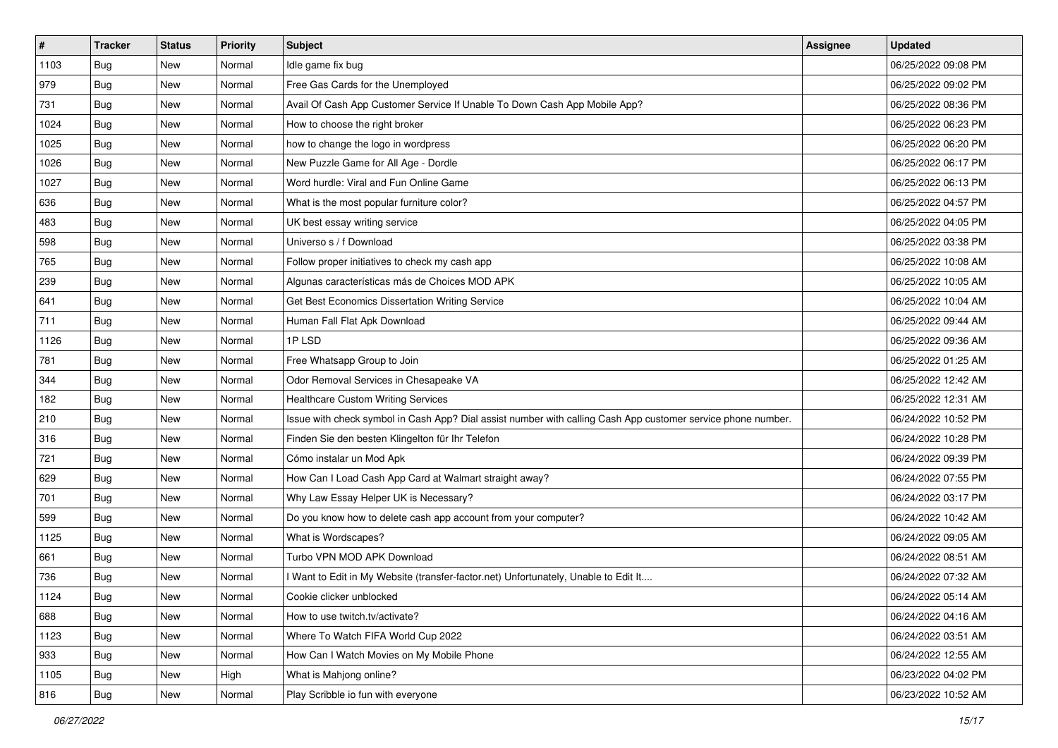| # | Tracker | Status | Priority | Subject | Assignee | Updated |
|---|---|---|---|---|---|---|
| 1103 | Bug | New | Normal | Idle game fix bug | | 06/25/2022 09:08 PM |
| 979 | Bug | New | Normal | Free Gas Cards for the Unemployed | | 06/25/2022 09:02 PM |
| 731 | Bug | New | Normal | Avail Of Cash App Customer Service If Unable To Down Cash App Mobile App? | | 06/25/2022 08:36 PM |
| 1024 | Bug | New | Normal | How to choose the right broker | | 06/25/2022 06:23 PM |
| 1025 | Bug | New | Normal | how to change the logo in wordpress | | 06/25/2022 06:20 PM |
| 1026 | Bug | New | Normal | New Puzzle Game for All Age - Dordle | | 06/25/2022 06:17 PM |
| 1027 | Bug | New | Normal | Word hurdle: Viral and Fun Online Game | | 06/25/2022 06:13 PM |
| 636 | Bug | New | Normal | What is the most popular furniture color? | | 06/25/2022 04:57 PM |
| 483 | Bug | New | Normal | UK best essay writing service | | 06/25/2022 04:05 PM |
| 598 | Bug | New | Normal | Universo s / f Download | | 06/25/2022 03:38 PM |
| 765 | Bug | New | Normal | Follow proper initiatives to check my cash app | | 06/25/2022 10:08 AM |
| 239 | Bug | New | Normal | Algunas características más de Choices MOD APK | | 06/25/2022 10:05 AM |
| 641 | Bug | New | Normal | Get Best Economics Dissertation Writing Service | | 06/25/2022 10:04 AM |
| 711 | Bug | New | Normal | Human Fall Flat Apk Download | | 06/25/2022 09:44 AM |
| 1126 | Bug | New | Normal | 1P LSD | | 06/25/2022 09:36 AM |
| 781 | Bug | New | Normal | Free Whatsapp Group to Join | | 06/25/2022 01:25 AM |
| 344 | Bug | New | Normal | Odor Removal Services in Chesapeake VA | | 06/25/2022 12:42 AM |
| 182 | Bug | New | Normal | Healthcare Custom Writing Services | | 06/25/2022 12:31 AM |
| 210 | Bug | New | Normal | Issue with check symbol in Cash App? Dial assist number with calling Cash App customer service phone number. | | 06/24/2022 10:52 PM |
| 316 | Bug | New | Normal | Finden Sie den besten Klingelton für Ihr Telefon | | 06/24/2022 10:28 PM |
| 721 | Bug | New | Normal | Cómo instalar un Mod Apk | | 06/24/2022 09:39 PM |
| 629 | Bug | New | Normal | How Can I Load Cash App Card at Walmart straight away? | | 06/24/2022 07:55 PM |
| 701 | Bug | New | Normal | Why Law Essay Helper UK is Necessary? | | 06/24/2022 03:17 PM |
| 599 | Bug | New | Normal | Do you know how to delete cash app account from your computer? | | 06/24/2022 10:42 AM |
| 1125 | Bug | New | Normal | What is Wordscapes? | | 06/24/2022 09:05 AM |
| 661 | Bug | New | Normal | Turbo VPN MOD APK Download | | 06/24/2022 08:51 AM |
| 736 | Bug | New | Normal | I Want to Edit in My Website (transfer-factor.net) Unfortunately, Unable to Edit It.... | | 06/24/2022 07:32 AM |
| 1124 | Bug | New | Normal | Cookie clicker unblocked | | 06/24/2022 05:14 AM |
| 688 | Bug | New | Normal | How to use twitch.tv/activate? | | 06/24/2022 04:16 AM |
| 1123 | Bug | New | Normal | Where To Watch FIFA World Cup 2022 | | 06/24/2022 03:51 AM |
| 933 | Bug | New | Normal | How Can I Watch Movies on My Mobile Phone | | 06/24/2022 12:55 AM |
| 1105 | Bug | New | High | What is Mahjong online? | | 06/23/2022 04:02 PM |
| 816 | Bug | New | Normal | Play Scribble io fun with everyone | | 06/23/2022 10:52 AM |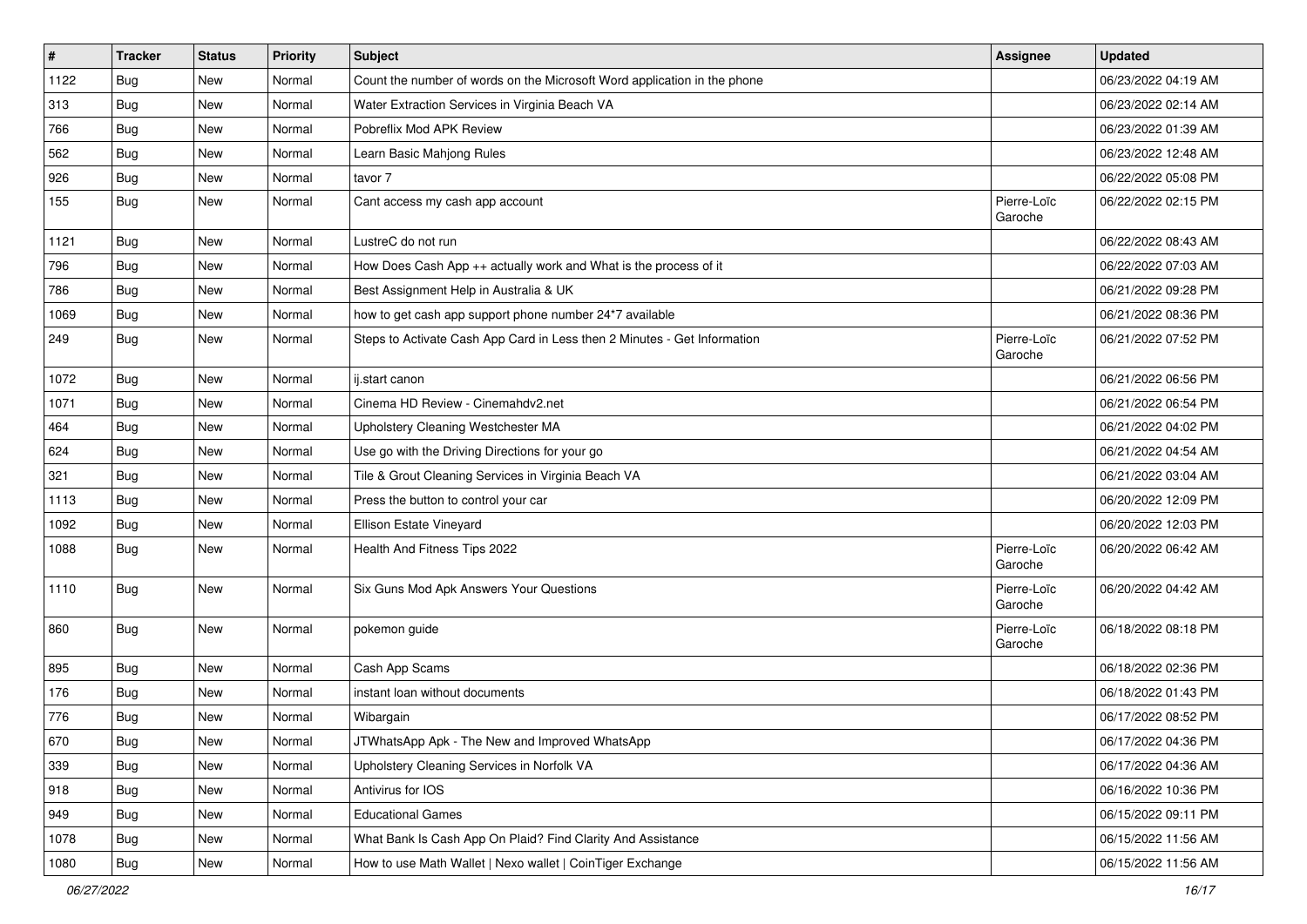| # | Tracker | Status | Priority | Subject | Assignee | Updated |
|---|---|---|---|---|---|---|
| 1122 | Bug | New | Normal | Count the number of words on the Microsoft Word application in the phone | | 06/23/2022 04:19 AM |
| 313 | Bug | New | Normal | Water Extraction Services in Virginia Beach VA | | 06/23/2022 02:14 AM |
| 766 | Bug | New | Normal | Pobreflix Mod APK Review | | 06/23/2022 01:39 AM |
| 562 | Bug | New | Normal | Learn Basic Mahjong Rules | | 06/23/2022 12:48 AM |
| 926 | Bug | New | Normal | tavor 7 | | 06/22/2022 05:08 PM |
| 155 | Bug | New | Normal | Cant access my cash app account | Pierre-Loïc Garoche | 06/22/2022 02:15 PM |
| 1121 | Bug | New | Normal | LustreC do not run | | 06/22/2022 08:43 AM |
| 796 | Bug | New | Normal | How Does Cash App ++ actually work and What is the process of it | | 06/22/2022 07:03 AM |
| 786 | Bug | New | Normal | Best Assignment Help in Australia & UK | | 06/21/2022 09:28 PM |
| 1069 | Bug | New | Normal | how to get cash app support phone number 24*7 available | | 06/21/2022 08:36 PM |
| 249 | Bug | New | Normal | Steps to Activate Cash App Card in Less then 2 Minutes - Get Information | Pierre-Loïc Garoche | 06/21/2022 07:52 PM |
| 1072 | Bug | New | Normal | ij.start canon | | 06/21/2022 06:56 PM |
| 1071 | Bug | New | Normal | Cinema HD Review - Cinemahdv2.net | | 06/21/2022 06:54 PM |
| 464 | Bug | New | Normal | Upholstery Cleaning Westchester MA | | 06/21/2022 04:02 PM |
| 624 | Bug | New | Normal | Use go with the Driving Directions for your go | | 06/21/2022 04:54 AM |
| 321 | Bug | New | Normal | Tile & Grout Cleaning Services in Virginia Beach VA | | 06/21/2022 03:04 AM |
| 1113 | Bug | New | Normal | Press the button to control your car | | 06/20/2022 12:09 PM |
| 1092 | Bug | New | Normal | Ellison Estate Vineyard | | 06/20/2022 12:03 PM |
| 1088 | Bug | New | Normal | Health And Fitness Tips 2022 | Pierre-Loïc Garoche | 06/20/2022 06:42 AM |
| 1110 | Bug | New | Normal | Six Guns Mod Apk Answers Your Questions | Pierre-Loïc Garoche | 06/20/2022 04:42 AM |
| 860 | Bug | New | Normal | pokemon guide | Pierre-Loïc Garoche | 06/18/2022 08:18 PM |
| 895 | Bug | New | Normal | Cash App Scams | | 06/18/2022 02:36 PM |
| 176 | Bug | New | Normal | instant loan without documents | | 06/18/2022 01:43 PM |
| 776 | Bug | New | Normal | Wibargain | | 06/17/2022 08:52 PM |
| 670 | Bug | New | Normal | JTWhatsApp Apk - The New and Improved WhatsApp | | 06/17/2022 04:36 PM |
| 339 | Bug | New | Normal | Upholstery Cleaning Services in Norfolk VA | | 06/17/2022 04:36 AM |
| 918 | Bug | New | Normal | Antivirus for IOS | | 06/16/2022 10:36 PM |
| 949 | Bug | New | Normal | Educational Games | | 06/15/2022 09:11 PM |
| 1078 | Bug | New | Normal | What Bank Is Cash App On Plaid? Find Clarity And Assistance | | 06/15/2022 11:56 AM |
| 1080 | Bug | New | Normal | How to use Math Wallet \| Nexo wallet \| CoinTiger Exchange | | 06/15/2022 11:56 AM |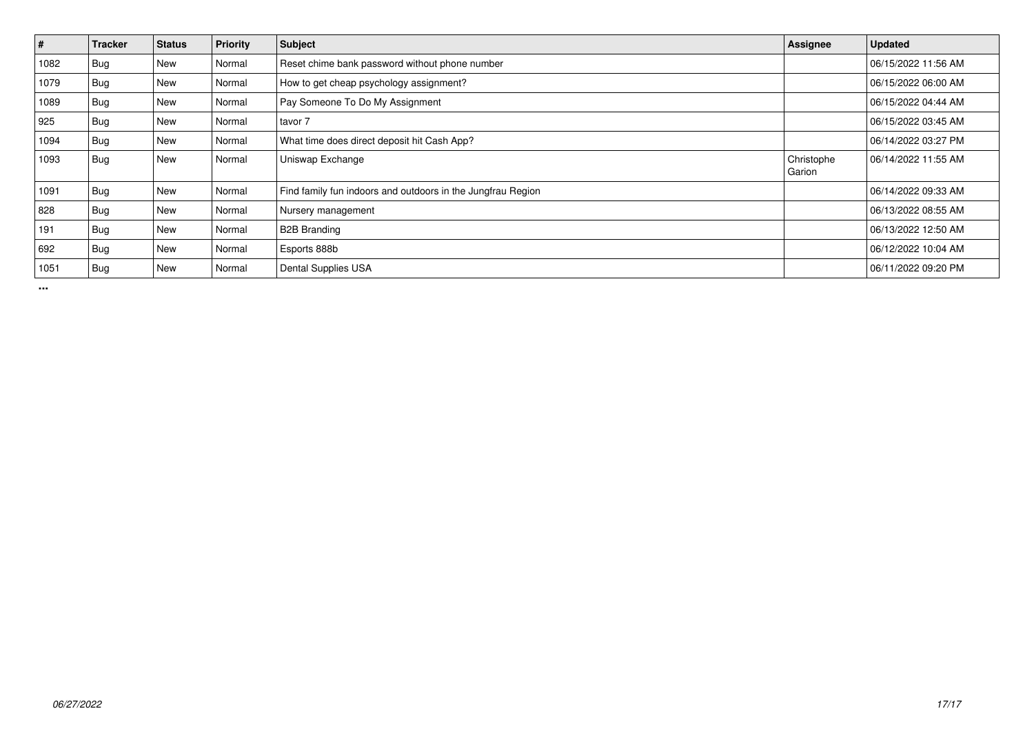| # | Tracker | Status | Priority | Subject | Assignee | Updated |
|---|---|---|---|---|---|---|
| 1082 | Bug | New | Normal | Reset chime bank password without phone number | | 06/15/2022 11:56 AM |
| 1079 | Bug | New | Normal | How to get cheap psychology assignment? | | 06/15/2022 06:00 AM |
| 1089 | Bug | New | Normal | Pay Someone To Do My Assignment | | 06/15/2022 04:44 AM |
| 925 | Bug | New | Normal | tavor 7 | | 06/15/2022 03:45 AM |
| 1094 | Bug | New | Normal | What time does direct deposit hit Cash App? | | 06/14/2022 03:27 PM |
| 1093 | Bug | New | Normal | Uniswap Exchange | Christophe Garion | 06/14/2022 11:55 AM |
| 1091 | Bug | New | Normal | Find family fun indoors and outdoors in the Jungfrau Region | | 06/14/2022 09:33 AM |
| 828 | Bug | New | Normal | Nursery management | | 06/13/2022 08:55 AM |
| 191 | Bug | New | Normal | B2B Branding | | 06/13/2022 12:50 AM |
| 692 | Bug | New | Normal | Esports 888b | | 06/12/2022 10:04 AM |
| 1051 | Bug | New | Normal | Dental Supplies USA | | 06/11/2022 09:20 PM |

...